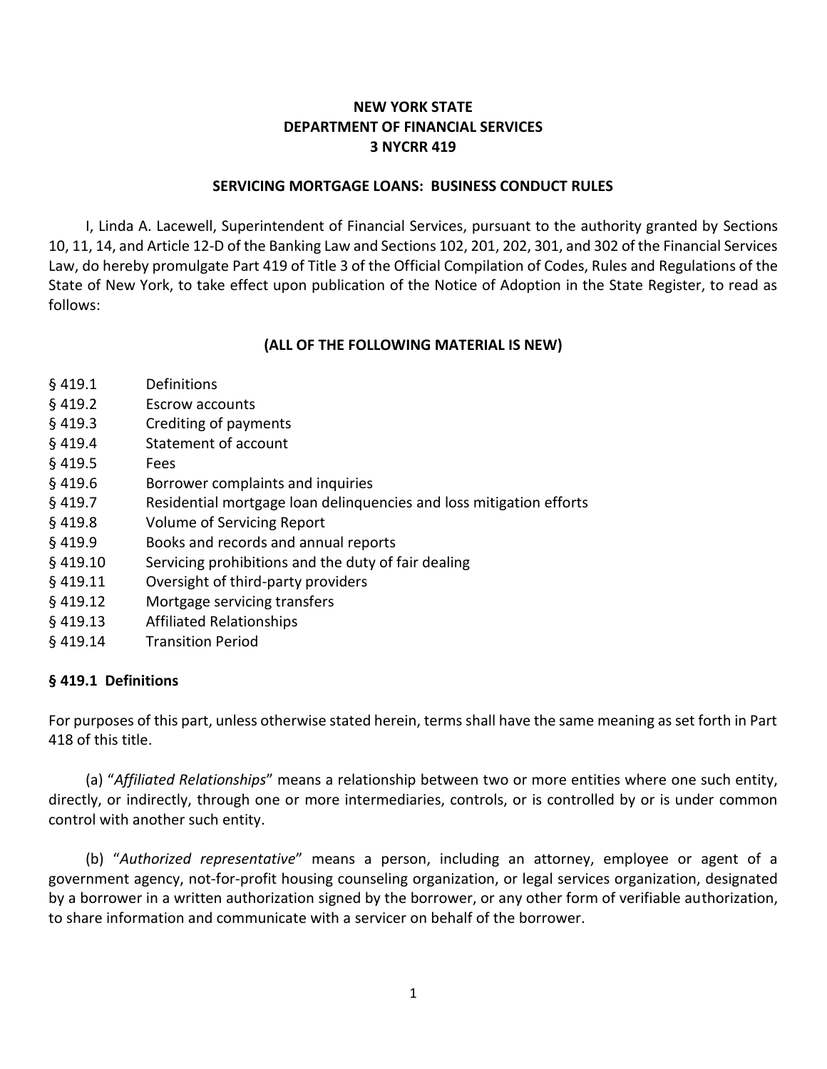**NEW YORK STATE**
**DEPARTMENT OF FINANCIAL SERVICES**
**3 NYCRR 419**

**SERVICING MORTGAGE LOANS: BUSINESS CONDUCT RULES**

I, Linda A. Lacewell, Superintendent of Financial Services, pursuant to the authority granted by Sections 10, 11, 14, and Article 12-D of the Banking Law and Sections 102, 201, 202, 301, and 302 of the Financial Services Law, do hereby promulgate Part 419 of Title 3 of the Official Compilation of Codes, Rules and Regulations of the State of New York, to take effect upon publication of the Notice of Adoption in the State Register, to read as follows:

**(ALL OF THE FOLLOWING MATERIAL IS NEW)**

§ 419.1 Definitions
§ 419.2 Escrow accounts
§ 419.3 Crediting of payments
§ 419.4 Statement of account
§ 419.5 Fees
§ 419.6 Borrower complaints and inquiries
§ 419.7 Residential mortgage loan delinquencies and loss mitigation efforts
§ 419.8 Volume of Servicing Report
§ 419.9 Books and records and annual reports
§ 419.10 Servicing prohibitions and the duty of fair dealing
§ 419.11 Oversight of third-party providers
§ 419.12 Mortgage servicing transfers
§ 419.13 Affiliated Relationships
§ 419.14 Transition Period

### § 419.1 Definitions

For purposes of this part, unless otherwise stated herein, terms shall have the same meaning as set forth in Part 418 of this title.

(a) "*Affiliated Relationships*" means a relationship between two or more entities where one such entity, directly, or indirectly, through one or more intermediaries, controls, or is controlled by or is under common control with another such entity.

(b) "*Authorized representative*" means a person, including an attorney, employee or agent of a government agency, not-for-profit housing counseling organization, or legal services organization, designated by a borrower in a written authorization signed by the borrower, or any other form of verifiable authorization, to share information and communicate with a servicer on behalf of the borrower.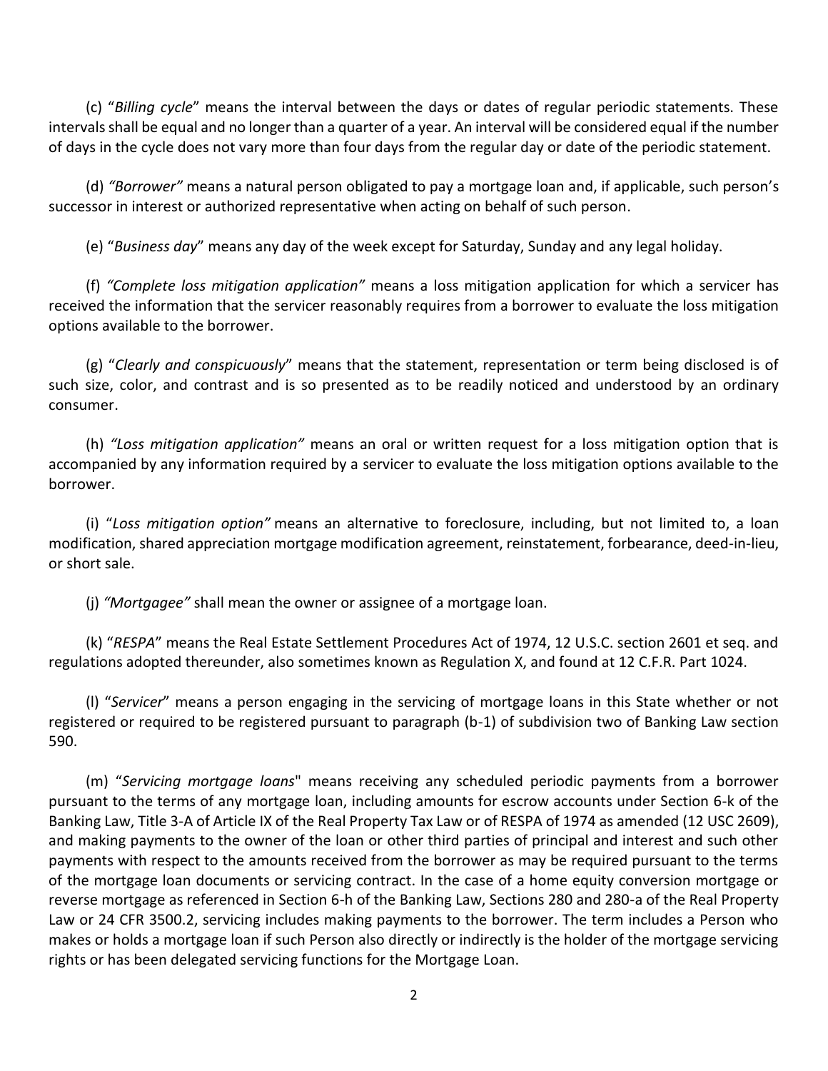(c) "*Billing cycle*" means the interval between the days or dates of regular periodic statements. These intervals shall be equal and no longer than a quarter of a year. An interval will be considered equal if the number of days in the cycle does not vary more than four days from the regular day or date of the periodic statement.

(d) *"Borrower"* means a natural person obligated to pay a mortgage loan and, if applicable, such person's successor in interest or authorized representative when acting on behalf of such person.

(e) "*Business day*" means any day of the week except for Saturday, Sunday and any legal holiday.

(f) *"Complete loss mitigation application"* means a loss mitigation application for which a servicer has received the information that the servicer reasonably requires from a borrower to evaluate the loss mitigation options available to the borrower.

(g) "*Clearly and conspicuously*" means that the statement, representation or term being disclosed is of such size, color, and contrast and is so presented as to be readily noticed and understood by an ordinary consumer.

(h) *"Loss mitigation application"* means an oral or written request for a loss mitigation option that is accompanied by any information required by a servicer to evaluate the loss mitigation options available to the borrower.

(i) "*Loss mitigation option"* means an alternative to foreclosure, including, but not limited to, a loan modification, shared appreciation mortgage modification agreement, reinstatement, forbearance, deed-in-lieu, or short sale.

(j) *"Mortgagee"* shall mean the owner or assignee of a mortgage loan.

(k) "*RESPA*" means the Real Estate Settlement Procedures Act of 1974, 12 U.S.C. section 2601 et seq. and regulations adopted thereunder, also sometimes known as Regulation X, and found at 12 C.F.R. Part 1024.

(l) "*Servicer*" means a person engaging in the servicing of mortgage loans in this State whether or not registered or required to be registered pursuant to paragraph (b-1) of subdivision two of Banking Law section 590.

(m) "*Servicing mortgage loans*" means receiving any scheduled periodic payments from a borrower pursuant to the terms of any mortgage loan, including amounts for escrow accounts under Section 6-k of the Banking Law, Title 3-A of Article IX of the Real Property Tax Law or of RESPA of 1974 as amended (12 USC 2609), and making payments to the owner of the loan or other third parties of principal and interest and such other payments with respect to the amounts received from the borrower as may be required pursuant to the terms of the mortgage loan documents or servicing contract. In the case of a home equity conversion mortgage or reverse mortgage as referenced in Section 6-h of the Banking Law, Sections 280 and 280-a of the Real Property Law or 24 CFR 3500.2, servicing includes making payments to the borrower. The term includes a Person who makes or holds a mortgage loan if such Person also directly or indirectly is the holder of the mortgage servicing rights or has been delegated servicing functions for the Mortgage Loan.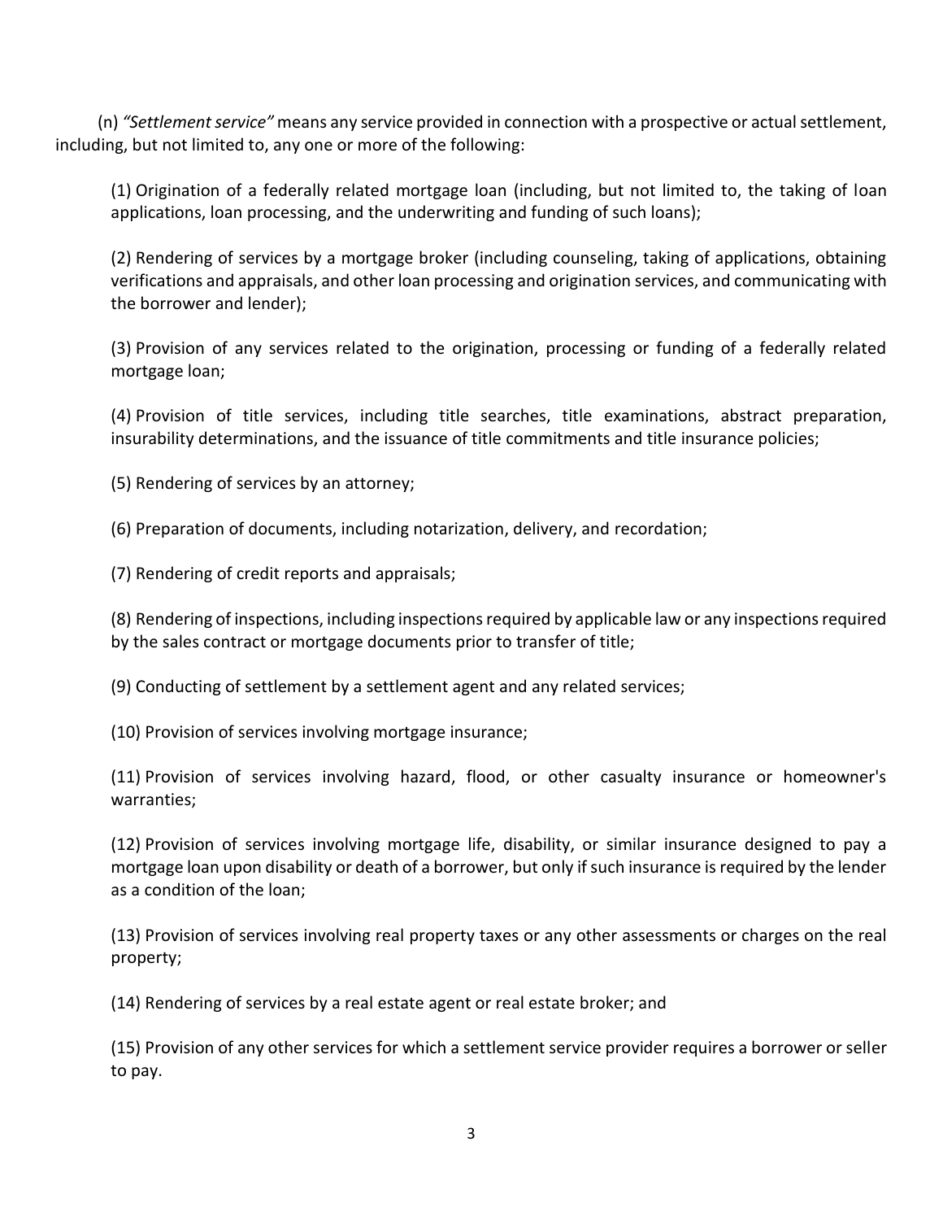(n) *"Settlement service"* means any service provided in connection with a prospective or actual settlement, including, but not limited to, any one or more of the following:

(1) Origination of a federally related mortgage loan (including, but not limited to, the taking of loan applications, loan processing, and the underwriting and funding of such loans);

(2) Rendering of services by a mortgage broker (including counseling, taking of applications, obtaining verifications and appraisals, and other loan processing and origination services, and communicating with the borrower and lender);

(3) Provision of any services related to the origination, processing or funding of a federally related mortgage loan;

(4) Provision of title services, including title searches, title examinations, abstract preparation, insurability determinations, and the issuance of title commitments and title insurance policies;

(5) Rendering of services by an attorney;

(6) Preparation of documents, including notarization, delivery, and recordation;

(7) Rendering of credit reports and appraisals;

(8) Rendering of inspections, including inspections required by applicable law or any inspections required by the sales contract or mortgage documents prior to transfer of title;

(9) Conducting of settlement by a settlement agent and any related services;

(10) Provision of services involving mortgage insurance;

(11) Provision of services involving hazard, flood, or other casualty insurance or homeowner's warranties;

(12) Provision of services involving mortgage life, disability, or similar insurance designed to pay a mortgage loan upon disability or death of a borrower, but only if such insurance is required by the lender as a condition of the loan;

(13) Provision of services involving real property taxes or any other assessments or charges on the real property;

(14) Rendering of services by a real estate agent or real estate broker; and

(15) Provision of any other services for which a settlement service provider requires a borrower or seller to pay.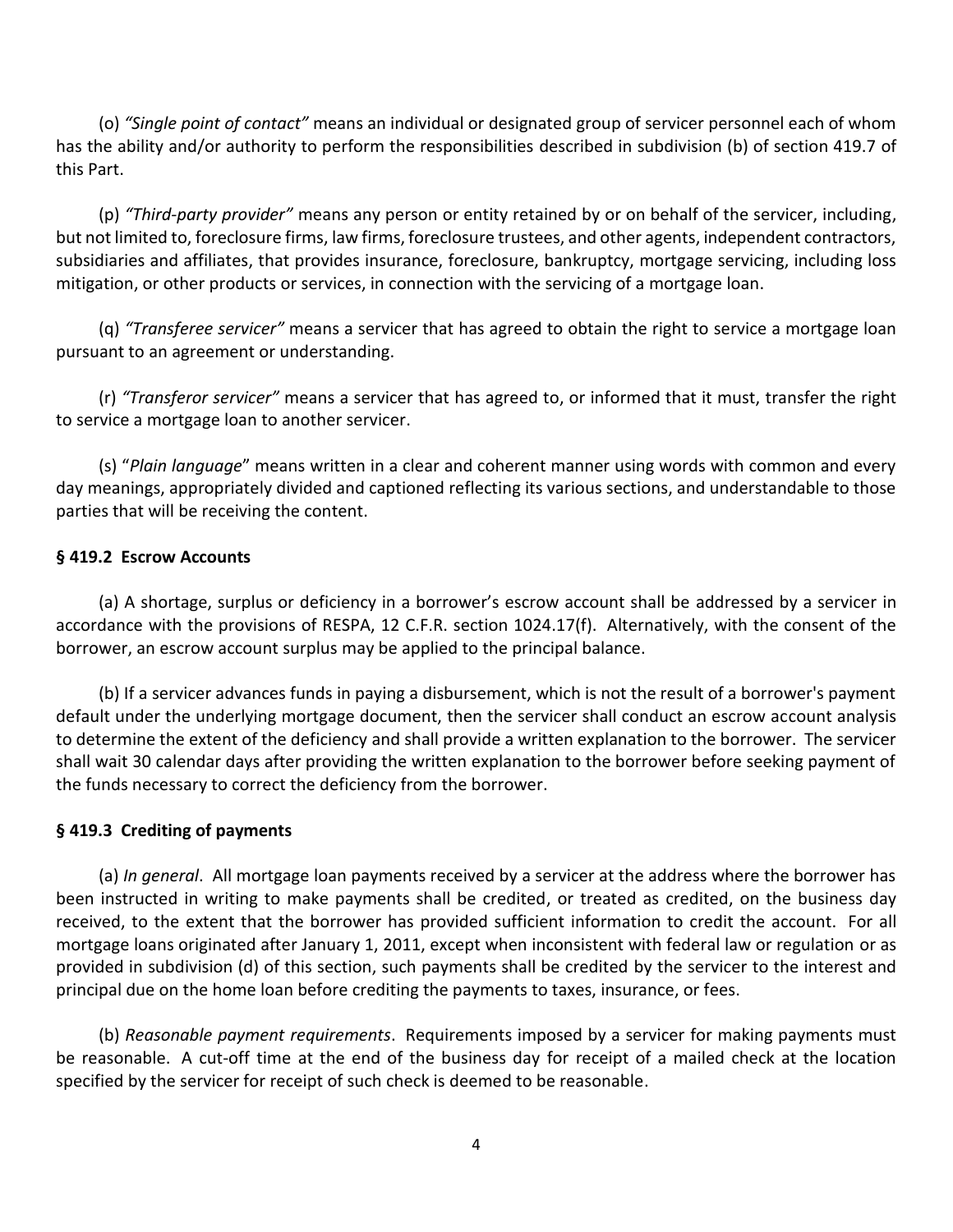(o) *"Single point of contact"* means an individual or designated group of servicer personnel each of whom has the ability and/or authority to perform the responsibilities described in subdivision (b) of section 419.7 of this Part.

(p) *"Third-party provider"* means any person or entity retained by or on behalf of the servicer, including, but not limited to, foreclosure firms, law firms, foreclosure trustees, and other agents, independent contractors, subsidiaries and affiliates, that provides insurance, foreclosure, bankruptcy, mortgage servicing, including loss mitigation, or other products or services, in connection with the servicing of a mortgage loan.

(q) *"Transferee servicer"* means a servicer that has agreed to obtain the right to service a mortgage loan pursuant to an agreement or understanding.

(r) *"Transferor servicer"* means a servicer that has agreed to, or informed that it must, transfer the right to service a mortgage loan to another servicer.

(s) "*Plain language*" means written in a clear and coherent manner using words with common and every day meanings, appropriately divided and captioned reflecting its various sections, and understandable to those parties that will be receiving the content.

**§ 419.2 Escrow Accounts**

(a) A shortage, surplus or deficiency in a borrower's escrow account shall be addressed by a servicer in accordance with the provisions of RESPA, 12 C.F.R. section 1024.17(f). Alternatively, with the consent of the borrower, an escrow account surplus may be applied to the principal balance.

(b) If a servicer advances funds in paying a disbursement, which is not the result of a borrower's payment default under the underlying mortgage document, then the servicer shall conduct an escrow account analysis to determine the extent of the deficiency and shall provide a written explanation to the borrower. The servicer shall wait 30 calendar days after providing the written explanation to the borrower before seeking payment of the funds necessary to correct the deficiency from the borrower.

**§ 419.3 Crediting of payments**

(a) *In general*. All mortgage loan payments received by a servicer at the address where the borrower has been instructed in writing to make payments shall be credited, or treated as credited, on the business day received, to the extent that the borrower has provided sufficient information to credit the account. For all mortgage loans originated after January 1, 2011, except when inconsistent with federal law or regulation or as provided in subdivision (d) of this section, such payments shall be credited by the servicer to the interest and principal due on the home loan before crediting the payments to taxes, insurance, or fees.

(b) *Reasonable payment requirements*. Requirements imposed by a servicer for making payments must be reasonable. A cut-off time at the end of the business day for receipt of a mailed check at the location specified by the servicer for receipt of such check is deemed to be reasonable.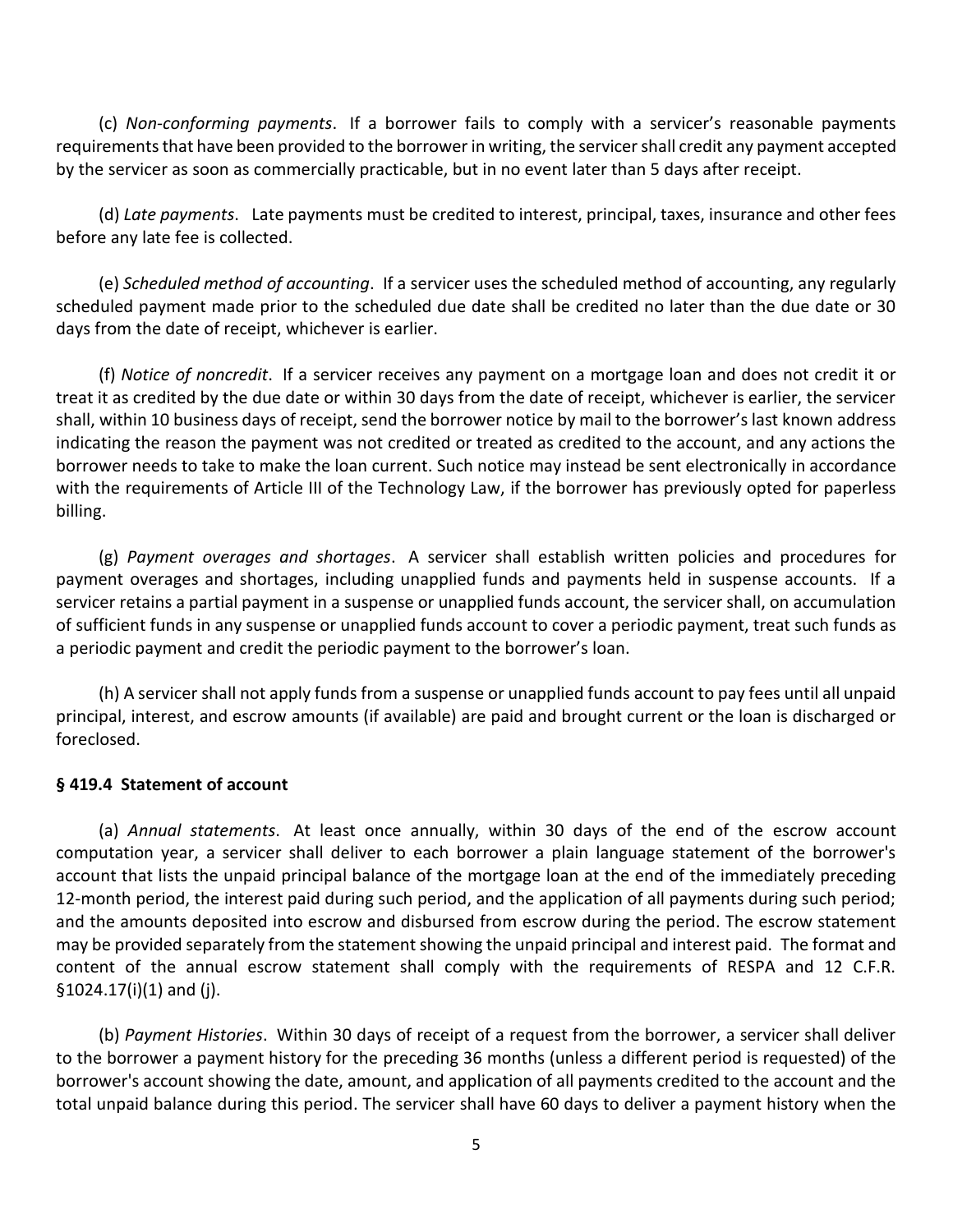(c) *Non-conforming payments*. If a borrower fails to comply with a servicer's reasonable payments requirements that have been provided to the borrower in writing, the servicer shall credit any payment accepted by the servicer as soon as commercially practicable, but in no event later than 5 days after receipt.

(d) *Late payments*. Late payments must be credited to interest, principal, taxes, insurance and other fees before any late fee is collected.

(e) *Scheduled method of accounting*. If a servicer uses the scheduled method of accounting, any regularly scheduled payment made prior to the scheduled due date shall be credited no later than the due date or 30 days from the date of receipt, whichever is earlier.

(f) *Notice of noncredit*. If a servicer receives any payment on a mortgage loan and does not credit it or treat it as credited by the due date or within 30 days from the date of receipt, whichever is earlier, the servicer shall, within 10 business days of receipt, send the borrower notice by mail to the borrower's last known address indicating the reason the payment was not credited or treated as credited to the account, and any actions the borrower needs to take to make the loan current. Such notice may instead be sent electronically in accordance with the requirements of Article III of the Technology Law, if the borrower has previously opted for paperless billing.

(g) *Payment overages and shortages*. A servicer shall establish written policies and procedures for payment overages and shortages, including unapplied funds and payments held in suspense accounts. If a servicer retains a partial payment in a suspense or unapplied funds account, the servicer shall, on accumulation of sufficient funds in any suspense or unapplied funds account to cover a periodic payment, treat such funds as a periodic payment and credit the periodic payment to the borrower's loan.

(h) A servicer shall not apply funds from a suspense or unapplied funds account to pay fees until all unpaid principal, interest, and escrow amounts (if available) are paid and brought current or the loan is discharged or foreclosed.

**§ 419.4 Statement of account**

(a) *Annual statements*. At least once annually, within 30 days of the end of the escrow account computation year, a servicer shall deliver to each borrower a plain language statement of the borrower's account that lists the unpaid principal balance of the mortgage loan at the end of the immediately preceding 12-month period, the interest paid during such period, and the application of all payments during such period; and the amounts deposited into escrow and disbursed from escrow during the period. The escrow statement may be provided separately from the statement showing the unpaid principal and interest paid. The format and content of the annual escrow statement shall comply with the requirements of RESPA and 12 C.F.R. §1024.17(i)(1) and (j).

(b) *Payment Histories*. Within 30 days of receipt of a request from the borrower, a servicer shall deliver to the borrower a payment history for the preceding 36 months (unless a different period is requested) of the borrower's account showing the date, amount, and application of all payments credited to the account and the total unpaid balance during this period. The servicer shall have 60 days to deliver a payment history when the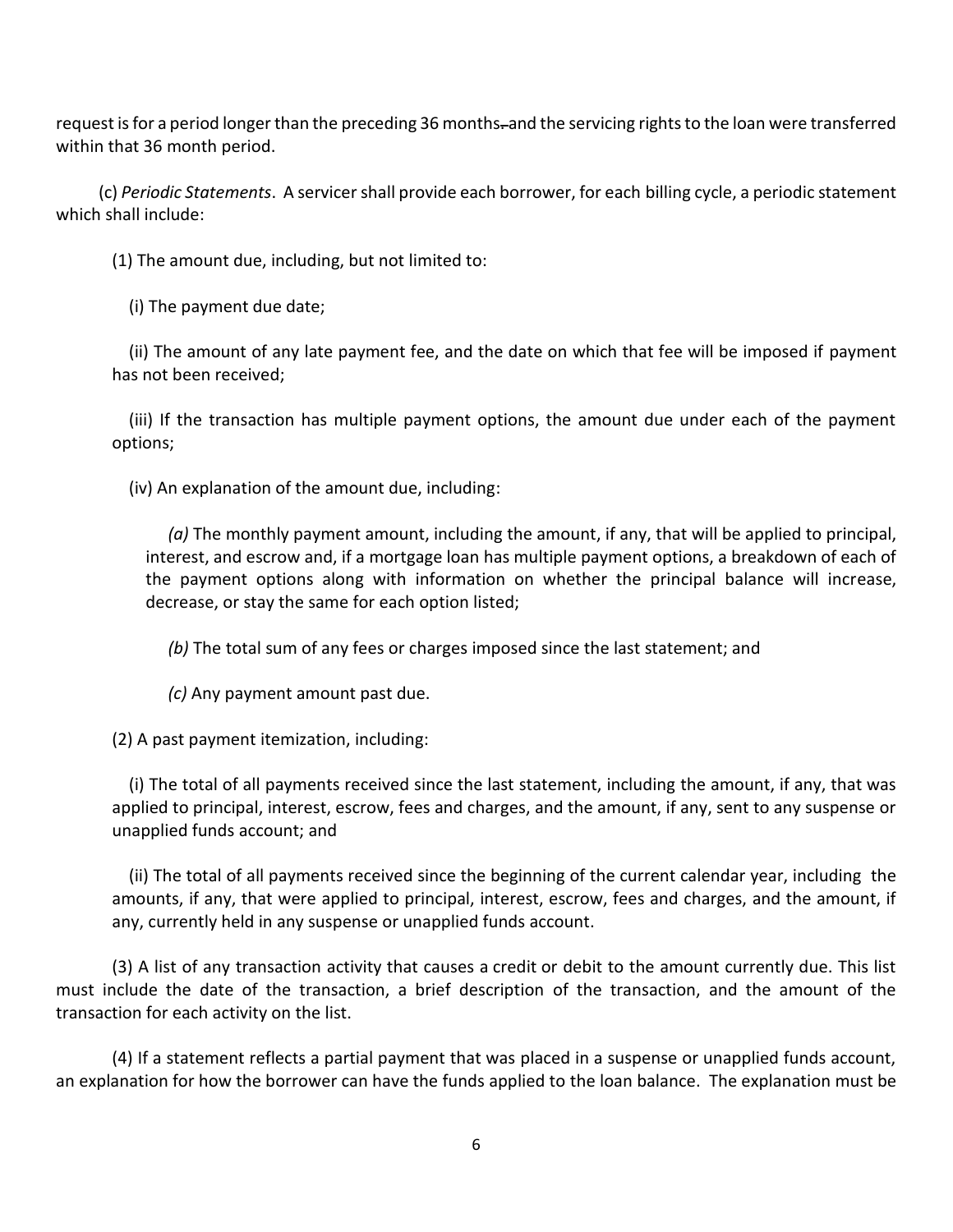request is for a period longer than the preceding 36 months. and the servicing rights to the loan were transferred within that 36 month period.

(c) *Periodic Statements*. A servicer shall provide each borrower, for each billing cycle, a periodic statement which shall include:

(1) The amount due, including, but not limited to:

(i) The payment due date;

(ii) The amount of any late payment fee, and the date on which that fee will be imposed if payment has not been received;

(iii) If the transaction has multiple payment options, the amount due under each of the payment options;

(iv) An explanation of the amount due, including:

*(a)* The monthly payment amount, including the amount, if any, that will be applied to principal, interest, and escrow and, if a mortgage loan has multiple payment options, a breakdown of each of the payment options along with information on whether the principal balance will increase, decrease, or stay the same for each option listed;

*(b)* The total sum of any fees or charges imposed since the last statement; and

*(c)* Any payment amount past due.

(2) A past payment itemization, including:

(i) The total of all payments received since the last statement, including the amount, if any, that was applied to principal, interest, escrow, fees and charges, and the amount, if any, sent to any suspense or unapplied funds account; and

(ii) The total of all payments received since the beginning of the current calendar year, including the amounts, if any, that were applied to principal, interest, escrow, fees and charges, and the amount, if any, currently held in any suspense or unapplied funds account.

(3) A list of any transaction activity that causes a credit or debit to the amount currently due. This list must include the date of the transaction, a brief description of the transaction, and the amount of the transaction for each activity on the list.

(4) If a statement reflects a partial payment that was placed in a suspense or unapplied funds account, an explanation for how the borrower can have the funds applied to the loan balance. The explanation must be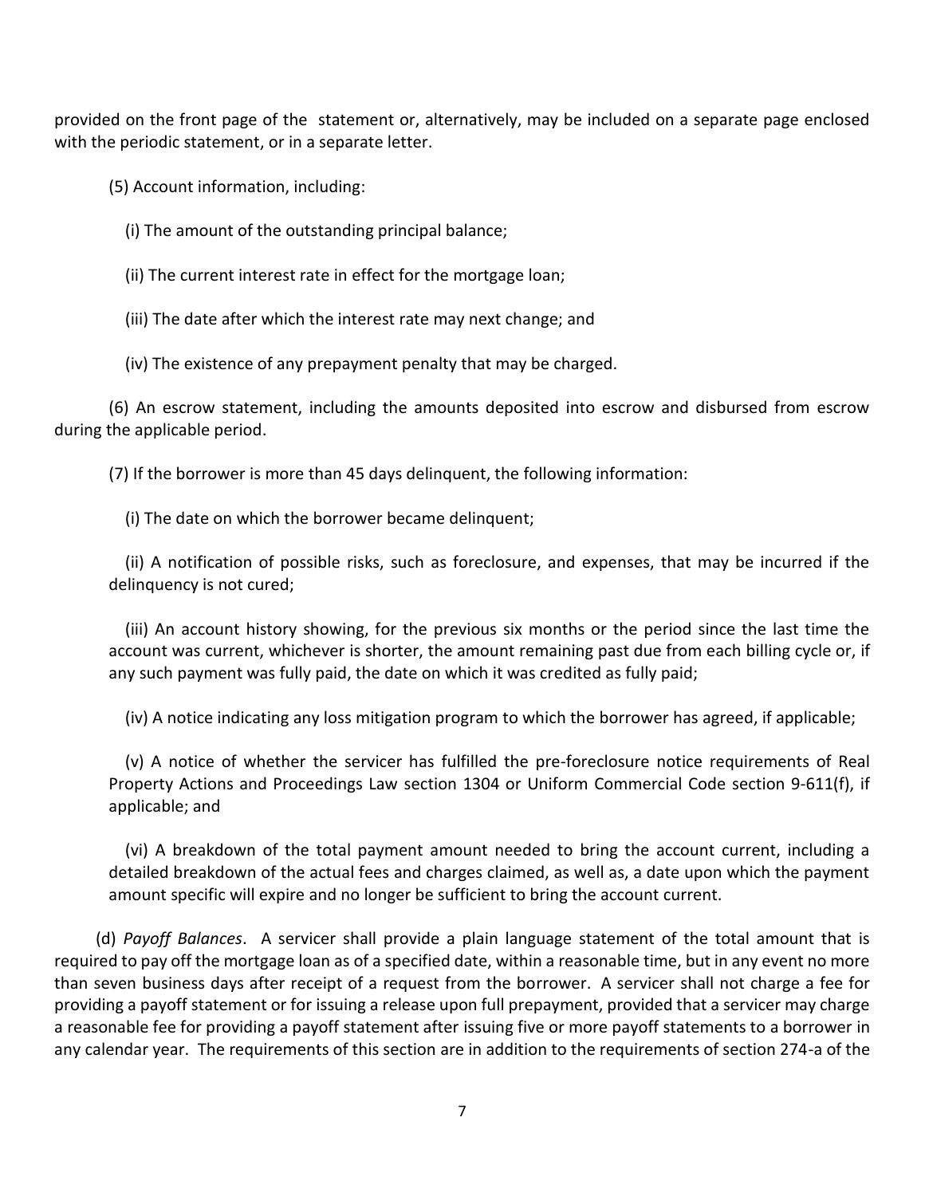provided on the front page of the statement or, alternatively, may be included on a separate page enclosed with the periodic statement, or in a separate letter.

(5) Account information, including:

(i) The amount of the outstanding principal balance;

(ii) The current interest rate in effect for the mortgage loan;

(iii) The date after which the interest rate may next change; and

(iv) The existence of any prepayment penalty that may be charged.

(6) An escrow statement, including the amounts deposited into escrow and disbursed from escrow during the applicable period.

(7) If the borrower is more than 45 days delinquent, the following information:

(i) The date on which the borrower became delinquent;

(ii) A notification of possible risks, such as foreclosure, and expenses, that may be incurred if the delinquency is not cured;

(iii) An account history showing, for the previous six months or the period since the last time the account was current, whichever is shorter, the amount remaining past due from each billing cycle or, if any such payment was fully paid, the date on which it was credited as fully paid;

(iv) A notice indicating any loss mitigation program to which the borrower has agreed, if applicable;

(v) A notice of whether the servicer has fulfilled the pre-foreclosure notice requirements of Real Property Actions and Proceedings Law section 1304 or Uniform Commercial Code section 9-611(f), if applicable; and

(vi) A breakdown of the total payment amount needed to bring the account current, including a detailed breakdown of the actual fees and charges claimed, as well as, a date upon which the payment amount specific will expire and no longer be sufficient to bring the account current.

(d) *Payoff Balances*. A servicer shall provide a plain language statement of the total amount that is required to pay off the mortgage loan as of a specified date, within a reasonable time, but in any event no more than seven business days after receipt of a request from the borrower. A servicer shall not charge a fee for providing a payoff statement or for issuing a release upon full prepayment, provided that a servicer may charge a reasonable fee for providing a payoff statement after issuing five or more payoff statements to a borrower in any calendar year. The requirements of this section are in addition to the requirements of section 274-a of the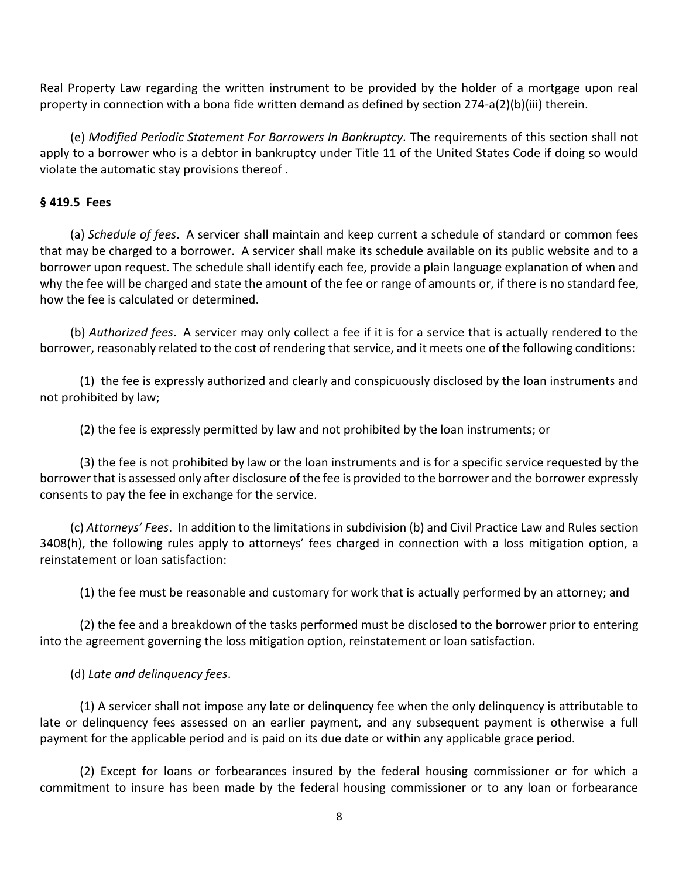Real Property Law regarding the written instrument to be provided by the holder of a mortgage upon real property in connection with a bona fide written demand as defined by section 274-a(2)(b)(iii) therein.

(e) *Modified Periodic Statement For Borrowers In Bankruptcy*. The requirements of this section shall not apply to a borrower who is a debtor in bankruptcy under Title 11 of the United States Code if doing so would violate the automatic stay provisions thereof .

**§ 419.5 Fees**

(a) *Schedule of fees*. A servicer shall maintain and keep current a schedule of standard or common fees that may be charged to a borrower. A servicer shall make its schedule available on its public website and to a borrower upon request. The schedule shall identify each fee, provide a plain language explanation of when and why the fee will be charged and state the amount of the fee or range of amounts or, if there is no standard fee, how the fee is calculated or determined.

(b) *Authorized fees*. A servicer may only collect a fee if it is for a service that is actually rendered to the borrower, reasonably related to the cost of rendering that service, and it meets one of the following conditions:

(1) the fee is expressly authorized and clearly and conspicuously disclosed by the loan instruments and not prohibited by law;

(2) the fee is expressly permitted by law and not prohibited by the loan instruments; or

(3) the fee is not prohibited by law or the loan instruments and is for a specific service requested by the borrower that is assessed only after disclosure of the fee is provided to the borrower and the borrower expressly consents to pay the fee in exchange for the service.

(c) *Attorneys' Fees*. In addition to the limitations in subdivision (b) and Civil Practice Law and Rules section 3408(h), the following rules apply to attorneys' fees charged in connection with a loss mitigation option, a reinstatement or loan satisfaction:

(1) the fee must be reasonable and customary for work that is actually performed by an attorney; and

(2) the fee and a breakdown of the tasks performed must be disclosed to the borrower prior to entering into the agreement governing the loss mitigation option, reinstatement or loan satisfaction.

(d) *Late and delinquency fees*.

(1) A servicer shall not impose any late or delinquency fee when the only delinquency is attributable to late or delinquency fees assessed on an earlier payment, and any subsequent payment is otherwise a full payment for the applicable period and is paid on its due date or within any applicable grace period.

(2) Except for loans or forbearances insured by the federal housing commissioner or for which a commitment to insure has been made by the federal housing commissioner or to any loan or forbearance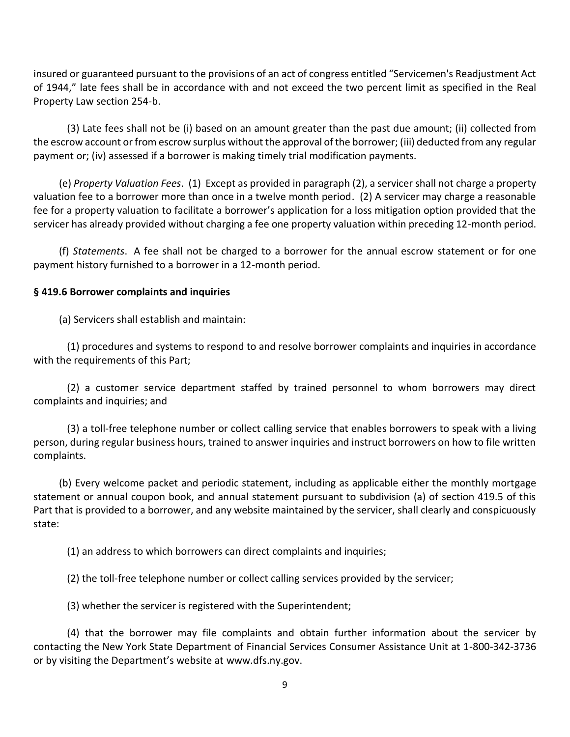insured or guaranteed pursuant to the provisions of an act of congress entitled "Servicemen's Readjustment Act of 1944," late fees shall be in accordance with and not exceed the two percent limit as specified in the Real Property Law section 254-b.

(3) Late fees shall not be (i) based on an amount greater than the past due amount; (ii) collected from the escrow account or from escrow surplus without the approval of the borrower; (iii) deducted from any regular payment or; (iv) assessed if a borrower is making timely trial modification payments.

(e) *Property Valuation Fees*. (1) Except as provided in paragraph (2), a servicer shall not charge a property valuation fee to a borrower more than once in a twelve month period. (2) A servicer may charge a reasonable fee for a property valuation to facilitate a borrower's application for a loss mitigation option provided that the servicer has already provided without charging a fee one property valuation within preceding 12-month period.

(f) *Statements*. A fee shall not be charged to a borrower for the annual escrow statement or for one payment history furnished to a borrower in a 12-month period.

**§ 419.6 Borrower complaints and inquiries**

(a) Servicers shall establish and maintain:

(1) procedures and systems to respond to and resolve borrower complaints and inquiries in accordance with the requirements of this Part;

(2) a customer service department staffed by trained personnel to whom borrowers may direct complaints and inquiries; and

(3) a toll-free telephone number or collect calling service that enables borrowers to speak with a living person, during regular business hours, trained to answer inquiries and instruct borrowers on how to file written complaints.

(b) Every welcome packet and periodic statement, including as applicable either the monthly mortgage statement or annual coupon book, and annual statement pursuant to subdivision (a) of section 419.5 of this Part that is provided to a borrower, and any website maintained by the servicer, shall clearly and conspicuously state:

(1) an address to which borrowers can direct complaints and inquiries;

(2) the toll-free telephone number or collect calling services provided by the servicer;

(3) whether the servicer is registered with the Superintendent;

(4) that the borrower may file complaints and obtain further information about the servicer by contacting the New York State Department of Financial Services Consumer Assistance Unit at 1-800-342-3736 or by visiting the Department's website at www.dfs.ny.gov.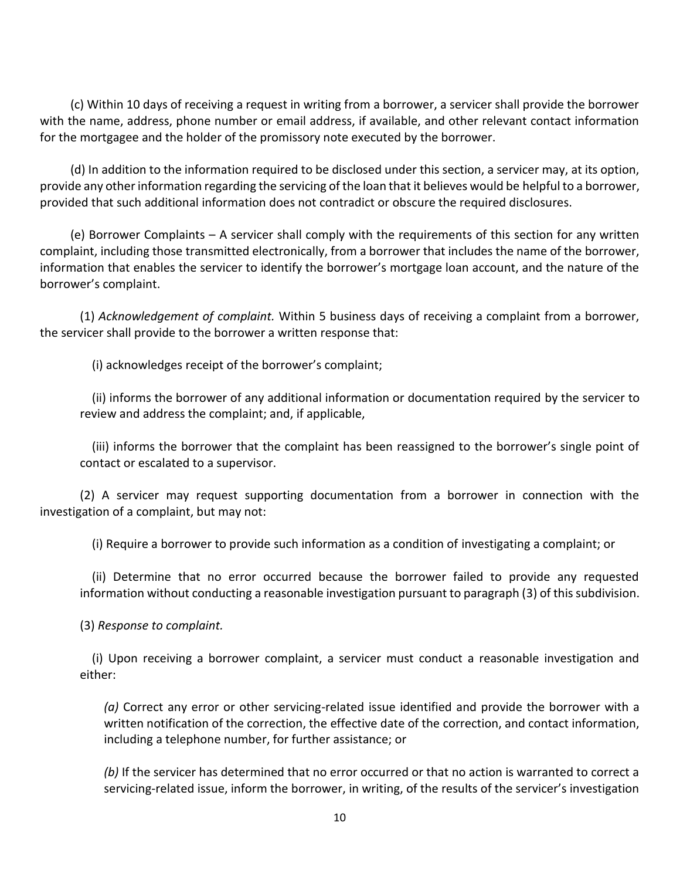(c) Within 10 days of receiving a request in writing from a borrower, a servicer shall provide the borrower with the name, address, phone number or email address, if available, and other relevant contact information for the mortgagee and the holder of the promissory note executed by the borrower.

(d) In addition to the information required to be disclosed under this section, a servicer may, at its option, provide any other information regarding the servicing of the loan that it believes would be helpful to a borrower, provided that such additional information does not contradict or obscure the required disclosures.

(e) Borrower Complaints – A servicer shall comply with the requirements of this section for any written complaint, including those transmitted electronically, from a borrower that includes the name of the borrower, information that enables the servicer to identify the borrower's mortgage loan account, and the nature of the borrower's complaint.

(1) *Acknowledgement of complaint.* Within 5 business days of receiving a complaint from a borrower, the servicer shall provide to the borrower a written response that:

(i) acknowledges receipt of the borrower's complaint;

(ii) informs the borrower of any additional information or documentation required by the servicer to review and address the complaint; and, if applicable,

(iii) informs the borrower that the complaint has been reassigned to the borrower's single point of contact or escalated to a supervisor.

(2) A servicer may request supporting documentation from a borrower in connection with the investigation of a complaint, but may not:

(i) Require a borrower to provide such information as a condition of investigating a complaint; or

(ii) Determine that no error occurred because the borrower failed to provide any requested information without conducting a reasonable investigation pursuant to paragraph (3) of this subdivision.

(3) *Response to complaint.*

(i) Upon receiving a borrower complaint, a servicer must conduct a reasonable investigation and either:

*(a)* Correct any error or other servicing-related issue identified and provide the borrower with a written notification of the correction, the effective date of the correction, and contact information, including a telephone number, for further assistance; or

*(b)* If the servicer has determined that no error occurred or that no action is warranted to correct a servicing-related issue, inform the borrower, in writing, of the results of the servicer's investigation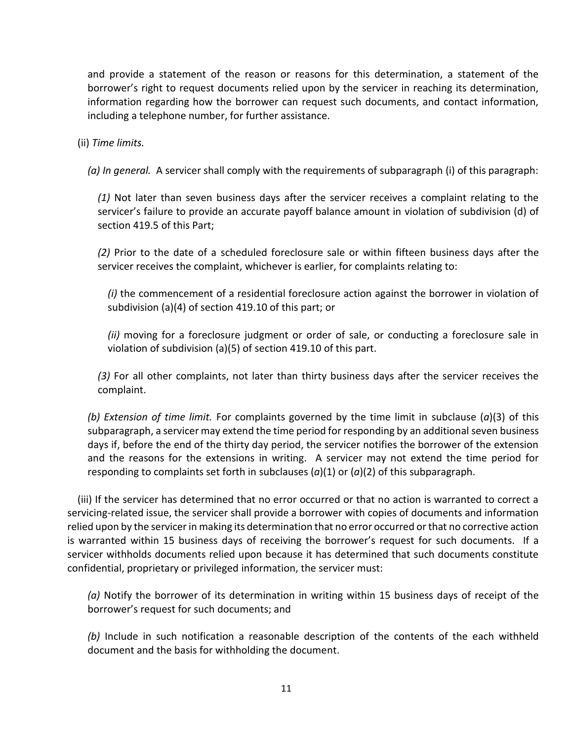and provide a statement of the reason or reasons for this determination, a statement of the borrower's right to request documents relied upon by the servicer in reaching its determination, information regarding how the borrower can request such documents, and contact information, including a telephone number, for further assistance.

(ii) *Time limits.*

*(a) In general.* A servicer shall comply with the requirements of subparagraph (i) of this paragraph:

*(1)* Not later than seven business days after the servicer receives a complaint relating to the servicer's failure to provide an accurate payoff balance amount in violation of subdivision (d) of section 419.5 of this Part;

*(2)* Prior to the date of a scheduled foreclosure sale or within fifteen business days after the servicer receives the complaint, whichever is earlier, for complaints relating to:

*(i)* the commencement of a residential foreclosure action against the borrower in violation of subdivision (a)(4) of section 419.10 of this part; or

*(ii)* moving for a foreclosure judgment or order of sale, or conducting a foreclosure sale in violation of subdivision (a)(5) of section 419.10 of this part.

*(3)* For all other complaints, not later than thirty business days after the servicer receives the complaint.

*(b) Extension of time limit.* For complaints governed by the time limit in subclause (*a*)(3) of this subparagraph, a servicer may extend the time period for responding by an additional seven business days if, before the end of the thirty day period, the servicer notifies the borrower of the extension and the reasons for the extensions in writing. A servicer may not extend the time period for responding to complaints set forth in subclauses (*a*)(1) or (*a*)(2) of this subparagraph.

(iii) If the servicer has determined that no error occurred or that no action is warranted to correct a servicing-related issue, the servicer shall provide a borrower with copies of documents and information relied upon by the servicer in making its determination that no error occurred or that no corrective action is warranted within 15 business days of receiving the borrower's request for such documents. If a servicer withholds documents relied upon because it has determined that such documents constitute confidential, proprietary or privileged information, the servicer must:

*(a)* Notify the borrower of its determination in writing within 15 business days of receipt of the borrower's request for such documents; and

*(b)* Include in such notification a reasonable description of the contents of the each withheld document and the basis for withholding the document.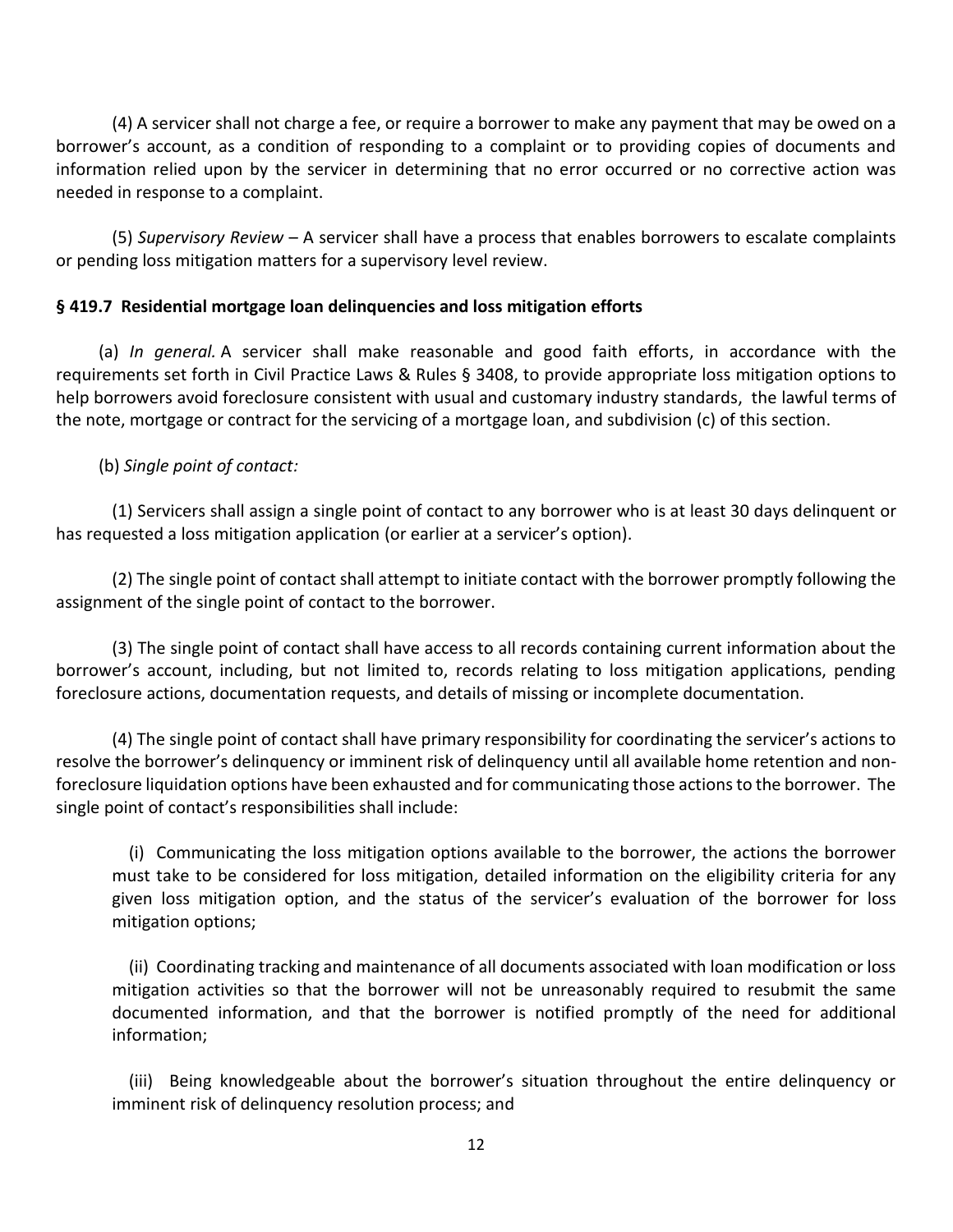(4) A servicer shall not charge a fee, or require a borrower to make any payment that may be owed on a borrower's account, as a condition of responding to a complaint or to providing copies of documents and information relied upon by the servicer in determining that no error occurred or no corrective action was needed in response to a complaint.

(5) *Supervisory Review* – A servicer shall have a process that enables borrowers to escalate complaints or pending loss mitigation matters for a supervisory level review.

**§ 419.7 Residential mortgage loan delinquencies and loss mitigation efforts**

(a) *In general.* A servicer shall make reasonable and good faith efforts, in accordance with the requirements set forth in Civil Practice Laws & Rules § 3408, to provide appropriate loss mitigation options to help borrowers avoid foreclosure consistent with usual and customary industry standards, the lawful terms of the note, mortgage or contract for the servicing of a mortgage loan, and subdivision (c) of this section.

(b) *Single point of contact:*

(1) Servicers shall assign a single point of contact to any borrower who is at least 30 days delinquent or has requested a loss mitigation application (or earlier at a servicer's option).

(2) The single point of contact shall attempt to initiate contact with the borrower promptly following the assignment of the single point of contact to the borrower.

(3) The single point of contact shall have access to all records containing current information about the borrower's account, including, but not limited to, records relating to loss mitigation applications, pending foreclosure actions, documentation requests, and details of missing or incomplete documentation.

(4) The single point of contact shall have primary responsibility for coordinating the servicer's actions to resolve the borrower's delinquency or imminent risk of delinquency until all available home retention and non-foreclosure liquidation options have been exhausted and for communicating those actions to the borrower. The single point of contact's responsibilities shall include:

(i) Communicating the loss mitigation options available to the borrower, the actions the borrower must take to be considered for loss mitigation, detailed information on the eligibility criteria for any given loss mitigation option, and the status of the servicer's evaluation of the borrower for loss mitigation options;

(ii) Coordinating tracking and maintenance of all documents associated with loan modification or loss mitigation activities so that the borrower will not be unreasonably required to resubmit the same documented information, and that the borrower is notified promptly of the need for additional information;

(iii) Being knowledgeable about the borrower's situation throughout the entire delinquency or imminent risk of delinquency resolution process; and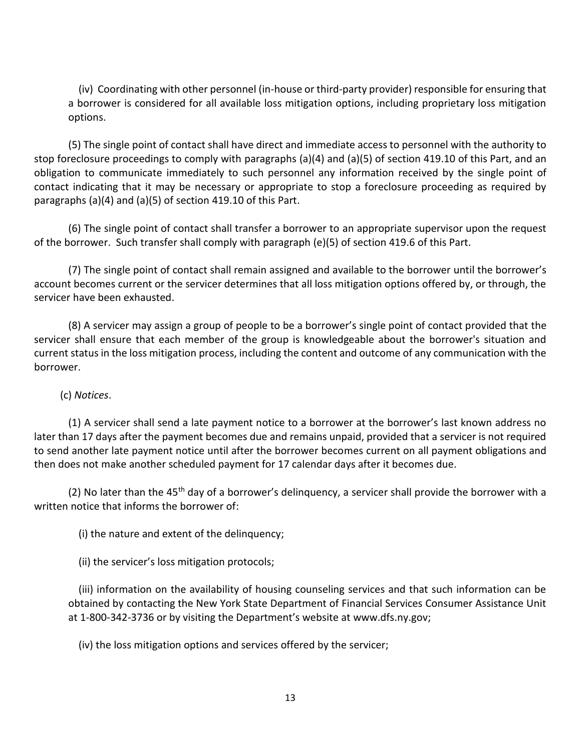(iv) Coordinating with other personnel (in-house or third-party provider) responsible for ensuring that a borrower is considered for all available loss mitigation options, including proprietary loss mitigation options.

(5) The single point of contact shall have direct and immediate access to personnel with the authority to stop foreclosure proceedings to comply with paragraphs (a)(4) and (a)(5) of section 419.10 of this Part, and an obligation to communicate immediately to such personnel any information received by the single point of contact indicating that it may be necessary or appropriate to stop a foreclosure proceeding as required by paragraphs (a)(4) and (a)(5) of section 419.10 of this Part.

(6) The single point of contact shall transfer a borrower to an appropriate supervisor upon the request of the borrower. Such transfer shall comply with paragraph (e)(5) of section 419.6 of this Part.

(7) The single point of contact shall remain assigned and available to the borrower until the borrower's account becomes current or the servicer determines that all loss mitigation options offered by, or through, the servicer have been exhausted.

(8) A servicer may assign a group of people to be a borrower's single point of contact provided that the servicer shall ensure that each member of the group is knowledgeable about the borrower's situation and current status in the loss mitigation process, including the content and outcome of any communication with the borrower.

(c) *Notices*.

(1) A servicer shall send a late payment notice to a borrower at the borrower's last known address no later than 17 days after the payment becomes due and remains unpaid, provided that a servicer is not required to send another late payment notice until after the borrower becomes current on all payment obligations and then does not make another scheduled payment for 17 calendar days after it becomes due.

(2) No later than the 45th day of a borrower's delinquency, a servicer shall provide the borrower with a written notice that informs the borrower of:

(i) the nature and extent of the delinquency;

(ii) the servicer's loss mitigation protocols;

(iii) information on the availability of housing counseling services and that such information can be obtained by contacting the New York State Department of Financial Services Consumer Assistance Unit at 1-800-342-3736 or by visiting the Department's website at www.dfs.ny.gov;

(iv) the loss mitigation options and services offered by the servicer;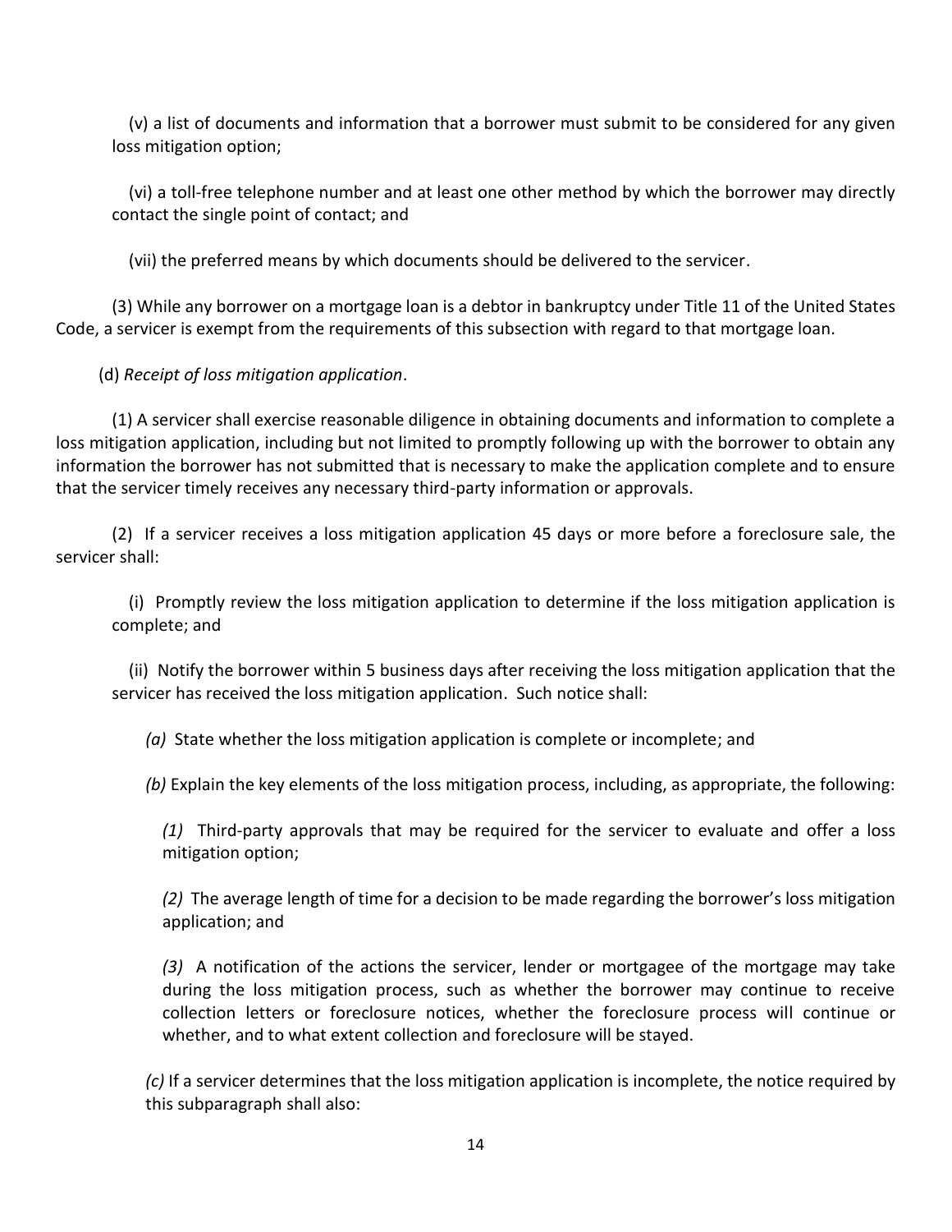(v) a list of documents and information that a borrower must submit to be considered for any given loss mitigation option;

(vi) a toll-free telephone number and at least one other method by which the borrower may directly contact the single point of contact; and

(vii) the preferred means by which documents should be delivered to the servicer.

(3) While any borrower on a mortgage loan is a debtor in bankruptcy under Title 11 of the United States Code, a servicer is exempt from the requirements of this subsection with regard to that mortgage loan.

(d) *Receipt of loss mitigation application*.

(1) A servicer shall exercise reasonable diligence in obtaining documents and information to complete a loss mitigation application, including but not limited to promptly following up with the borrower to obtain any information the borrower has not submitted that is necessary to make the application complete and to ensure that the servicer timely receives any necessary third-party information or approvals.

(2) If a servicer receives a loss mitigation application 45 days or more before a foreclosure sale, the servicer shall:

(i) Promptly review the loss mitigation application to determine if the loss mitigation application is complete; and

(ii) Notify the borrower within 5 business days after receiving the loss mitigation application that the servicer has received the loss mitigation application. Such notice shall:

*(a)* State whether the loss mitigation application is complete or incomplete; and

*(b)* Explain the key elements of the loss mitigation process, including, as appropriate, the following:

*(1)* Third-party approvals that may be required for the servicer to evaluate and offer a loss mitigation option;

*(2)* The average length of time for a decision to be made regarding the borrower's loss mitigation application; and

*(3)* A notification of the actions the servicer, lender or mortgagee of the mortgage may take during the loss mitigation process, such as whether the borrower may continue to receive collection letters or foreclosure notices, whether the foreclosure process will continue or whether, and to what extent collection and foreclosure will be stayed.

*(c)* If a servicer determines that the loss mitigation application is incomplete, the notice required by this subparagraph shall also: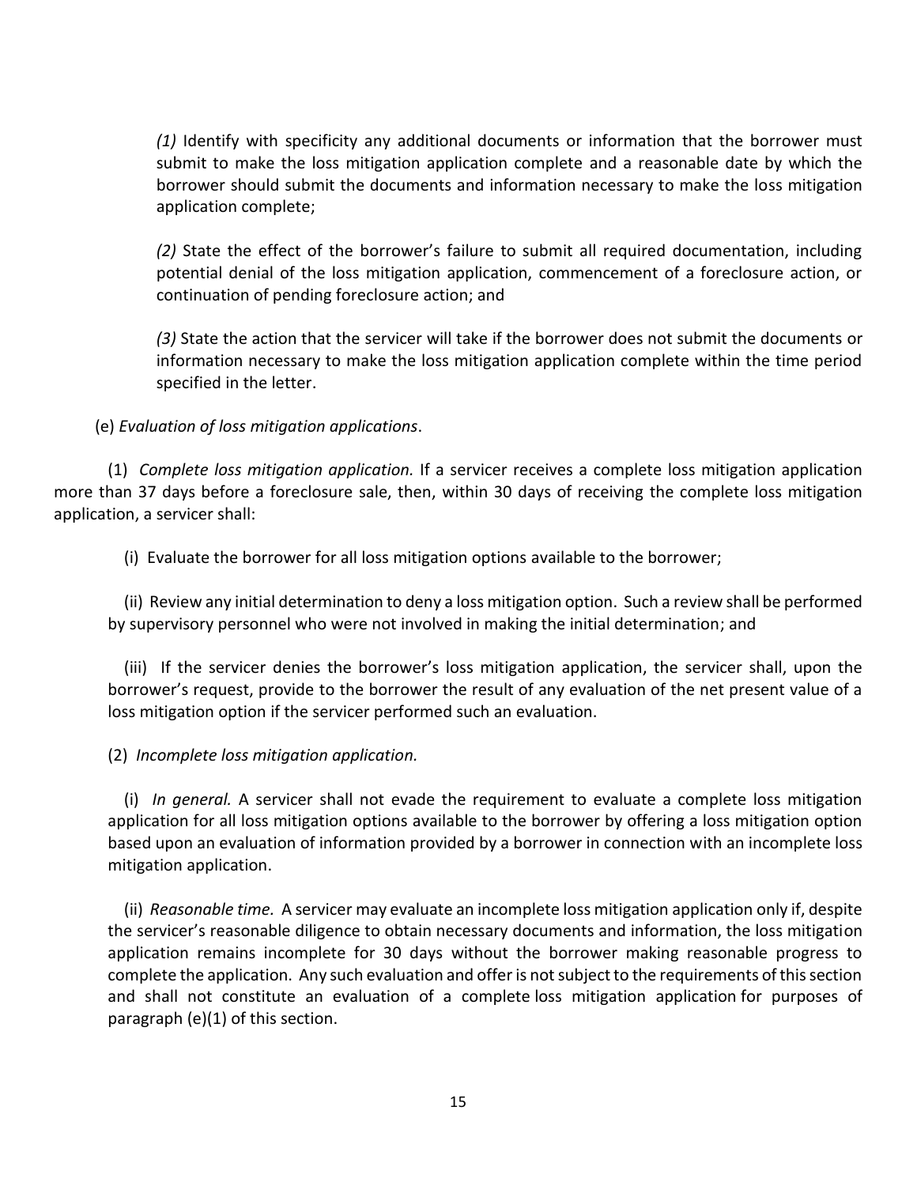*(1)* Identify with specificity any additional documents or information that the borrower must submit to make the loss mitigation application complete and a reasonable date by which the borrower should submit the documents and information necessary to make the loss mitigation application complete;

*(2)* State the effect of the borrower's failure to submit all required documentation, including potential denial of the loss mitigation application, commencement of a foreclosure action, or continuation of pending foreclosure action; and

*(3)* State the action that the servicer will take if the borrower does not submit the documents or information necessary to make the loss mitigation application complete within the time period specified in the letter.

(e) *Evaluation of loss mitigation applications*.

(1) *Complete loss mitigation application.* If a servicer receives a complete loss mitigation application more than 37 days before a foreclosure sale, then, within 30 days of receiving the complete loss mitigation application, a servicer shall:

(i) Evaluate the borrower for all loss mitigation options available to the borrower;

(ii) Review any initial determination to deny a loss mitigation option. Such a review shall be performed by supervisory personnel who were not involved in making the initial determination; and

(iii) If the servicer denies the borrower's loss mitigation application, the servicer shall, upon the borrower's request, provide to the borrower the result of any evaluation of the net present value of a loss mitigation option if the servicer performed such an evaluation.

(2) *Incomplete loss mitigation application.*

(i) *In general.* A servicer shall not evade the requirement to evaluate a complete loss mitigation application for all loss mitigation options available to the borrower by offering a loss mitigation option based upon an evaluation of information provided by a borrower in connection with an incomplete loss mitigation application.

(ii) *Reasonable time.* A servicer may evaluate an incomplete loss mitigation application only if, despite the servicer's reasonable diligence to obtain necessary documents and information, the loss mitigation application remains incomplete for 30 days without the borrower making reasonable progress to complete the application. Any such evaluation and offer is not subject to the requirements of this section and shall not constitute an evaluation of a complete loss mitigation application for purposes of paragraph (e)(1) of this section.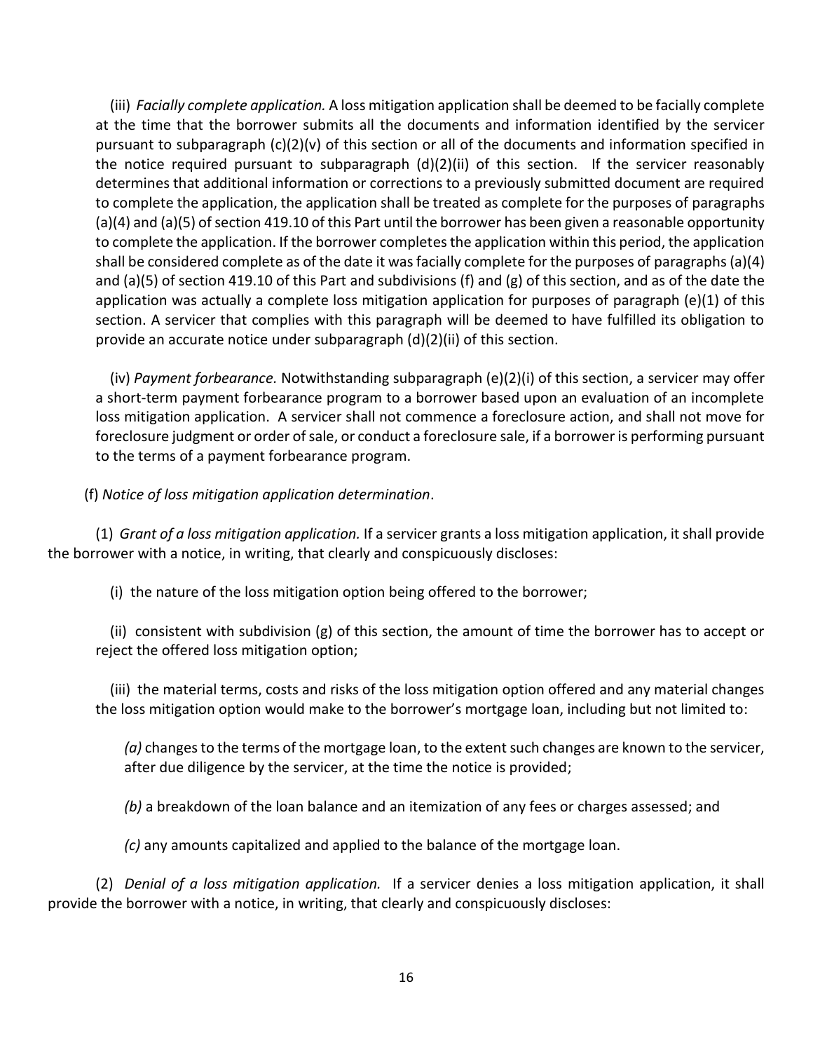(iii) *Facially complete application.* A loss mitigation application shall be deemed to be facially complete at the time that the borrower submits all the documents and information identified by the servicer pursuant to subparagraph (c)(2)(v) of this section or all of the documents and information specified in the notice required pursuant to subparagraph (d)(2)(ii) of this section. If the servicer reasonably determines that additional information or corrections to a previously submitted document are required to complete the application, the application shall be treated as complete for the purposes of paragraphs (a)(4) and (a)(5) of section 419.10 of this Part until the borrower has been given a reasonable opportunity to complete the application. If the borrower completes the application within this period, the application shall be considered complete as of the date it was facially complete for the purposes of paragraphs (a)(4) and (a)(5) of section 419.10 of this Part and subdivisions (f) and (g) of this section, and as of the date the application was actually a complete loss mitigation application for purposes of paragraph (e)(1) of this section. A servicer that complies with this paragraph will be deemed to have fulfilled its obligation to provide an accurate notice under subparagraph (d)(2)(ii) of this section.

(iv) *Payment forbearance.* Notwithstanding subparagraph (e)(2)(i) of this section, a servicer may offer a short-term payment forbearance program to a borrower based upon an evaluation of an incomplete loss mitigation application. A servicer shall not commence a foreclosure action, and shall not move for foreclosure judgment or order of sale, or conduct a foreclosure sale, if a borrower is performing pursuant to the terms of a payment forbearance program.

(f) *Notice of loss mitigation application determination*.

(1) *Grant of a loss mitigation application.* If a servicer grants a loss mitigation application, it shall provide the borrower with a notice, in writing, that clearly and conspicuously discloses:

(i) the nature of the loss mitigation option being offered to the borrower;

(ii) consistent with subdivision (g) of this section, the amount of time the borrower has to accept or reject the offered loss mitigation option;

(iii) the material terms, costs and risks of the loss mitigation option offered and any material changes the loss mitigation option would make to the borrower's mortgage loan, including but not limited to:

*(a)* changes to the terms of the mortgage loan, to the extent such changes are known to the servicer, after due diligence by the servicer, at the time the notice is provided;

*(b)* a breakdown of the loan balance and an itemization of any fees or charges assessed; and

*(c)* any amounts capitalized and applied to the balance of the mortgage loan.

(2) *Denial of a loss mitigation application.* If a servicer denies a loss mitigation application, it shall provide the borrower with a notice, in writing, that clearly and conspicuously discloses: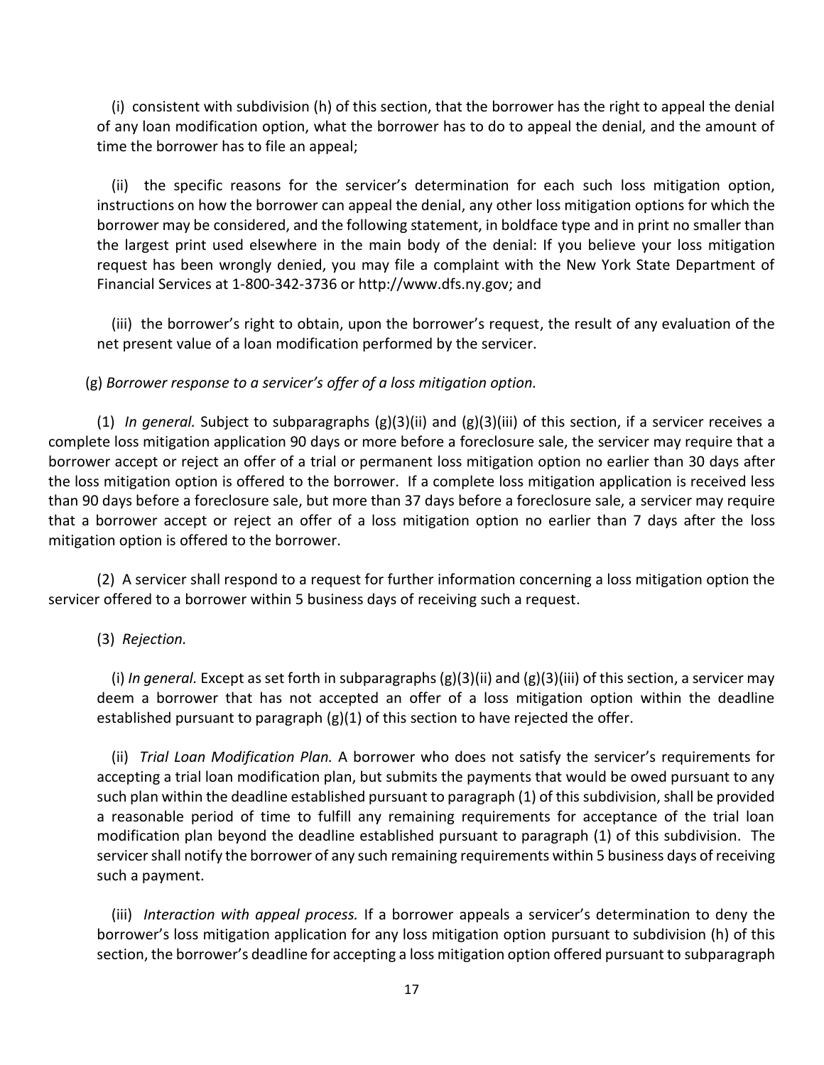(i) consistent with subdivision (h) of this section, that the borrower has the right to appeal the denial of any loan modification option, what the borrower has to do to appeal the denial, and the amount of time the borrower has to file an appeal;

(ii) the specific reasons for the servicer's determination for each such loss mitigation option, instructions on how the borrower can appeal the denial, any other loss mitigation options for which the borrower may be considered, and the following statement, in boldface type and in print no smaller than the largest print used elsewhere in the main body of the denial: If you believe your loss mitigation request has been wrongly denied, you may file a complaint with the New York State Department of Financial Services at 1-800-342-3736 or http://www.dfs.ny.gov; and

(iii) the borrower's right to obtain, upon the borrower's request, the result of any evaluation of the net present value of a loan modification performed by the servicer.

(g) *Borrower response to a servicer's offer of a loss mitigation option.*

(1) *In general.* Subject to subparagraphs (g)(3)(ii) and (g)(3)(iii) of this section, if a servicer receives a complete loss mitigation application 90 days or more before a foreclosure sale, the servicer may require that a borrower accept or reject an offer of a trial or permanent loss mitigation option no earlier than 30 days after the loss mitigation option is offered to the borrower. If a complete loss mitigation application is received less than 90 days before a foreclosure sale, but more than 37 days before a foreclosure sale, a servicer may require that a borrower accept or reject an offer of a loss mitigation option no earlier than 7 days after the loss mitigation option is offered to the borrower.

(2) A servicer shall respond to a request for further information concerning a loss mitigation option the servicer offered to a borrower within 5 business days of receiving such a request.

(3) *Rejection.*

(i) *In general.* Except as set forth in subparagraphs (g)(3)(ii) and (g)(3)(iii) of this section, a servicer may deem a borrower that has not accepted an offer of a loss mitigation option within the deadline established pursuant to paragraph (g)(1) of this section to have rejected the offer.

(ii) *Trial Loan Modification Plan.* A borrower who does not satisfy the servicer's requirements for accepting a trial loan modification plan, but submits the payments that would be owed pursuant to any such plan within the deadline established pursuant to paragraph (1) of this subdivision, shall be provided a reasonable period of time to fulfill any remaining requirements for acceptance of the trial loan modification plan beyond the deadline established pursuant to paragraph (1) of this subdivision. The servicer shall notify the borrower of any such remaining requirements within 5 business days of receiving such a payment.

(iii) *Interaction with appeal process.* If a borrower appeals a servicer's determination to deny the borrower's loss mitigation application for any loss mitigation option pursuant to subdivision (h) of this section, the borrower's deadline for accepting a loss mitigation option offered pursuant to subparagraph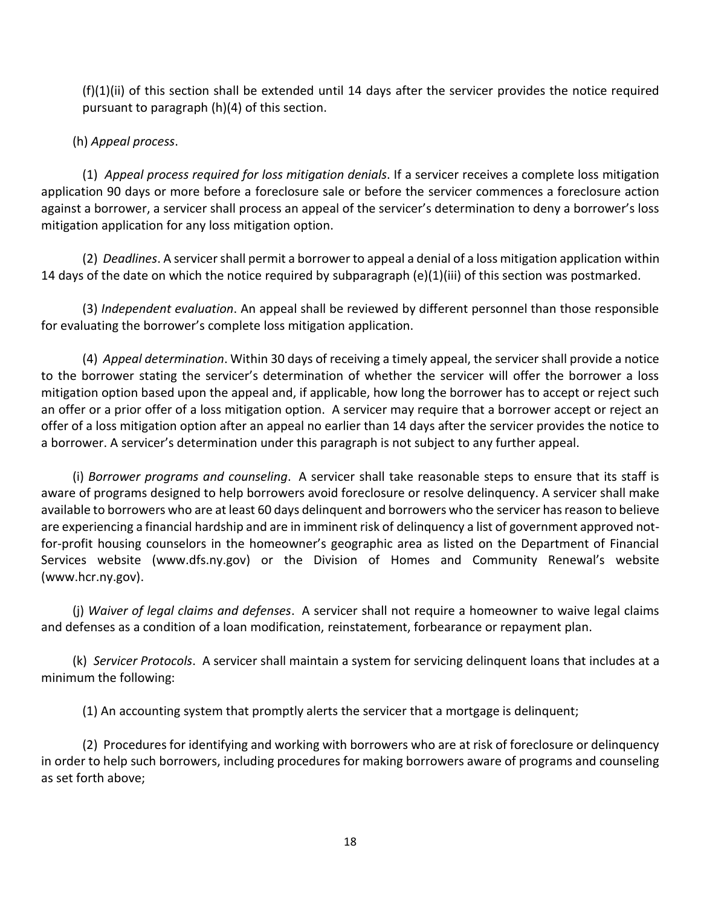(f)(1)(ii) of this section shall be extended until 14 days after the servicer provides the notice required pursuant to paragraph (h)(4) of this section.

(h) *Appeal process*.

(1) *Appeal process required for loss mitigation denials*. If a servicer receives a complete loss mitigation application 90 days or more before a foreclosure sale or before the servicer commences a foreclosure action against a borrower, a servicer shall process an appeal of the servicer's determination to deny a borrower's loss mitigation application for any loss mitigation option.

(2) *Deadlines*. A servicer shall permit a borrower to appeal a denial of a loss mitigation application within 14 days of the date on which the notice required by subparagraph (e)(1)(iii) of this section was postmarked.

(3) *Independent evaluation*. An appeal shall be reviewed by different personnel than those responsible for evaluating the borrower's complete loss mitigation application.

(4) *Appeal determination*. Within 30 days of receiving a timely appeal, the servicer shall provide a notice to the borrower stating the servicer's determination of whether the servicer will offer the borrower a loss mitigation option based upon the appeal and, if applicable, how long the borrower has to accept or reject such an offer or a prior offer of a loss mitigation option. A servicer may require that a borrower accept or reject an offer of a loss mitigation option after an appeal no earlier than 14 days after the servicer provides the notice to a borrower. A servicer's determination under this paragraph is not subject to any further appeal.

(i) *Borrower programs and counseling*. A servicer shall take reasonable steps to ensure that its staff is aware of programs designed to help borrowers avoid foreclosure or resolve delinquency. A servicer shall make available to borrowers who are at least 60 days delinquent and borrowers who the servicer has reason to believe are experiencing a financial hardship and are in imminent risk of delinquency a list of government approved not-for-profit housing counselors in the homeowner's geographic area as listed on the Department of Financial Services website (www.dfs.ny.gov) or the Division of Homes and Community Renewal's website (www.hcr.ny.gov).

(j) *Waiver of legal claims and defenses*. A servicer shall not require a homeowner to waive legal claims and defenses as a condition of a loan modification, reinstatement, forbearance or repayment plan.

(k) *Servicer Protocols*. A servicer shall maintain a system for servicing delinquent loans that includes at a minimum the following:

(1) An accounting system that promptly alerts the servicer that a mortgage is delinquent;

(2) Procedures for identifying and working with borrowers who are at risk of foreclosure or delinquency in order to help such borrowers, including procedures for making borrowers aware of programs and counseling as set forth above;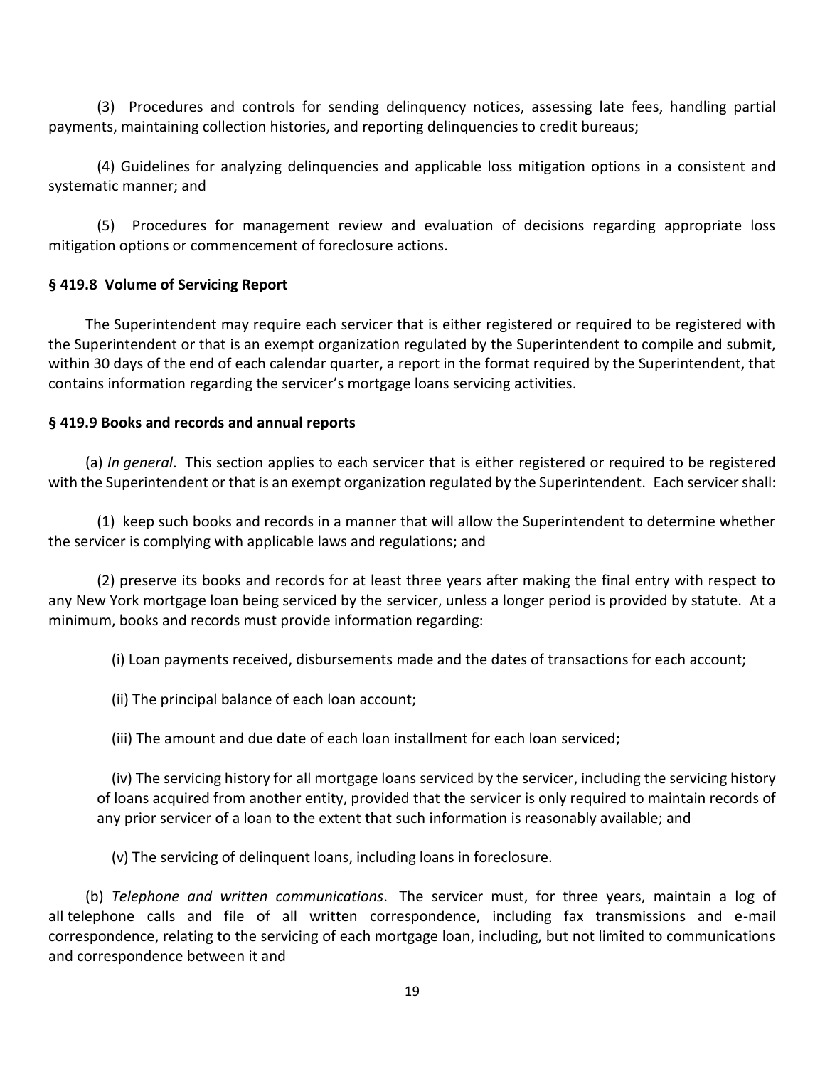(3) Procedures and controls for sending delinquency notices, assessing late fees, handling partial payments, maintaining collection histories, and reporting delinquencies to credit bureaus;

(4) Guidelines for analyzing delinquencies and applicable loss mitigation options in a consistent and systematic manner; and

(5) Procedures for management review and evaluation of decisions regarding appropriate loss mitigation options or commencement of foreclosure actions.

**§ 419.8 Volume of Servicing Report**

The Superintendent may require each servicer that is either registered or required to be registered with the Superintendent or that is an exempt organization regulated by the Superintendent to compile and submit, within 30 days of the end of each calendar quarter, a report in the format required by the Superintendent, that contains information regarding the servicer's mortgage loans servicing activities.

**§ 419.9 Books and records and annual reports**

(a) *In general*. This section applies to each servicer that is either registered or required to be registered with the Superintendent or that is an exempt organization regulated by the Superintendent. Each servicer shall:

(1) keep such books and records in a manner that will allow the Superintendent to determine whether the servicer is complying with applicable laws and regulations; and

(2) preserve its books and records for at least three years after making the final entry with respect to any New York mortgage loan being serviced by the servicer, unless a longer period is provided by statute. At a minimum, books and records must provide information regarding:

(i) Loan payments received, disbursements made and the dates of transactions for each account;

(ii) The principal balance of each loan account;

(iii) The amount and due date of each loan installment for each loan serviced;

(iv) The servicing history for all mortgage loans serviced by the servicer, including the servicing history of loans acquired from another entity, provided that the servicer is only required to maintain records of any prior servicer of a loan to the extent that such information is reasonably available; and

(v) The servicing of delinquent loans, including loans in foreclosure.

(b) *Telephone and written communications*. The servicer must, for three years, maintain a log of all telephone calls and file of all written correspondence, including fax transmissions and e-mail correspondence, relating to the servicing of each mortgage loan, including, but not limited to communications and correspondence between it and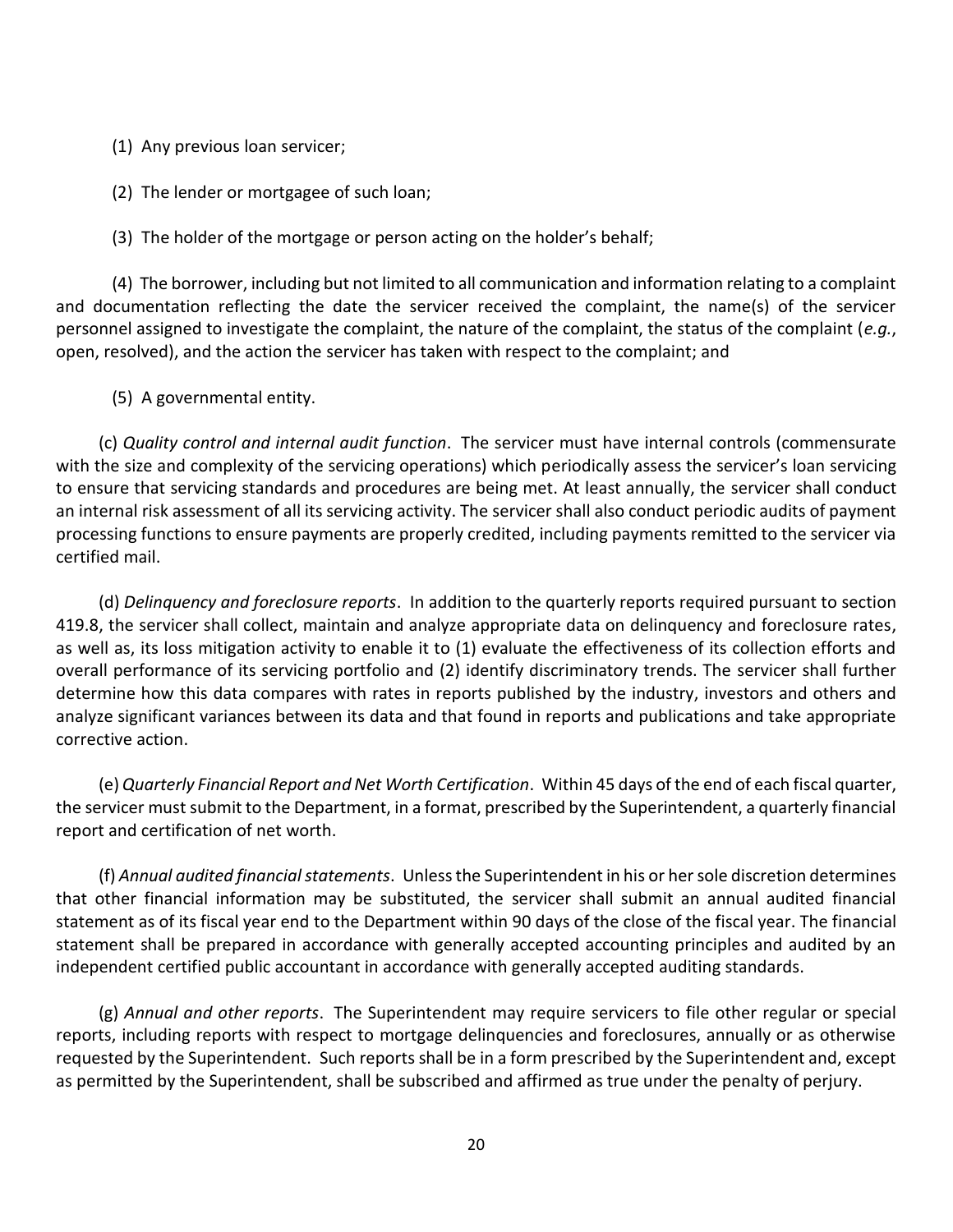(1) Any previous loan servicer;

(2) The lender or mortgagee of such loan;

(3) The holder of the mortgage or person acting on the holder's behalf;

(4) The borrower, including but not limited to all communication and information relating to a complaint and documentation reflecting the date the servicer received the complaint, the name(s) of the servicer personnel assigned to investigate the complaint, the nature of the complaint, the status of the complaint (*e.g.*, open, resolved), and the action the servicer has taken with respect to the complaint; and

(5) A governmental entity.

(c) *Quality control and internal audit function*. The servicer must have internal controls (commensurate with the size and complexity of the servicing operations) which periodically assess the servicer's loan servicing to ensure that servicing standards and procedures are being met. At least annually, the servicer shall conduct an internal risk assessment of all its servicing activity. The servicer shall also conduct periodic audits of payment processing functions to ensure payments are properly credited, including payments remitted to the servicer via certified mail.

(d) *Delinquency and foreclosure reports*. In addition to the quarterly reports required pursuant to section 419.8, the servicer shall collect, maintain and analyze appropriate data on delinquency and foreclosure rates, as well as, its loss mitigation activity to enable it to (1) evaluate the effectiveness of its collection efforts and overall performance of its servicing portfolio and (2) identify discriminatory trends. The servicer shall further determine how this data compares with rates in reports published by the industry, investors and others and analyze significant variances between its data and that found in reports and publications and take appropriate corrective action.

(e) *Quarterly Financial Report and Net Worth Certification*. Within 45 days of the end of each fiscal quarter, the servicer must submit to the Department, in a format, prescribed by the Superintendent, a quarterly financial report and certification of net worth.

(f) *Annual audited financial statements*. Unless the Superintendent in his or her sole discretion determines that other financial information may be substituted, the servicer shall submit an annual audited financial statement as of its fiscal year end to the Department within 90 days of the close of the fiscal year. The financial statement shall be prepared in accordance with generally accepted accounting principles and audited by an independent certified public accountant in accordance with generally accepted auditing standards.

(g) *Annual and other reports*. The Superintendent may require servicers to file other regular or special reports, including reports with respect to mortgage delinquencies and foreclosures, annually or as otherwise requested by the Superintendent. Such reports shall be in a form prescribed by the Superintendent and, except as permitted by the Superintendent, shall be subscribed and affirmed as true under the penalty of perjury.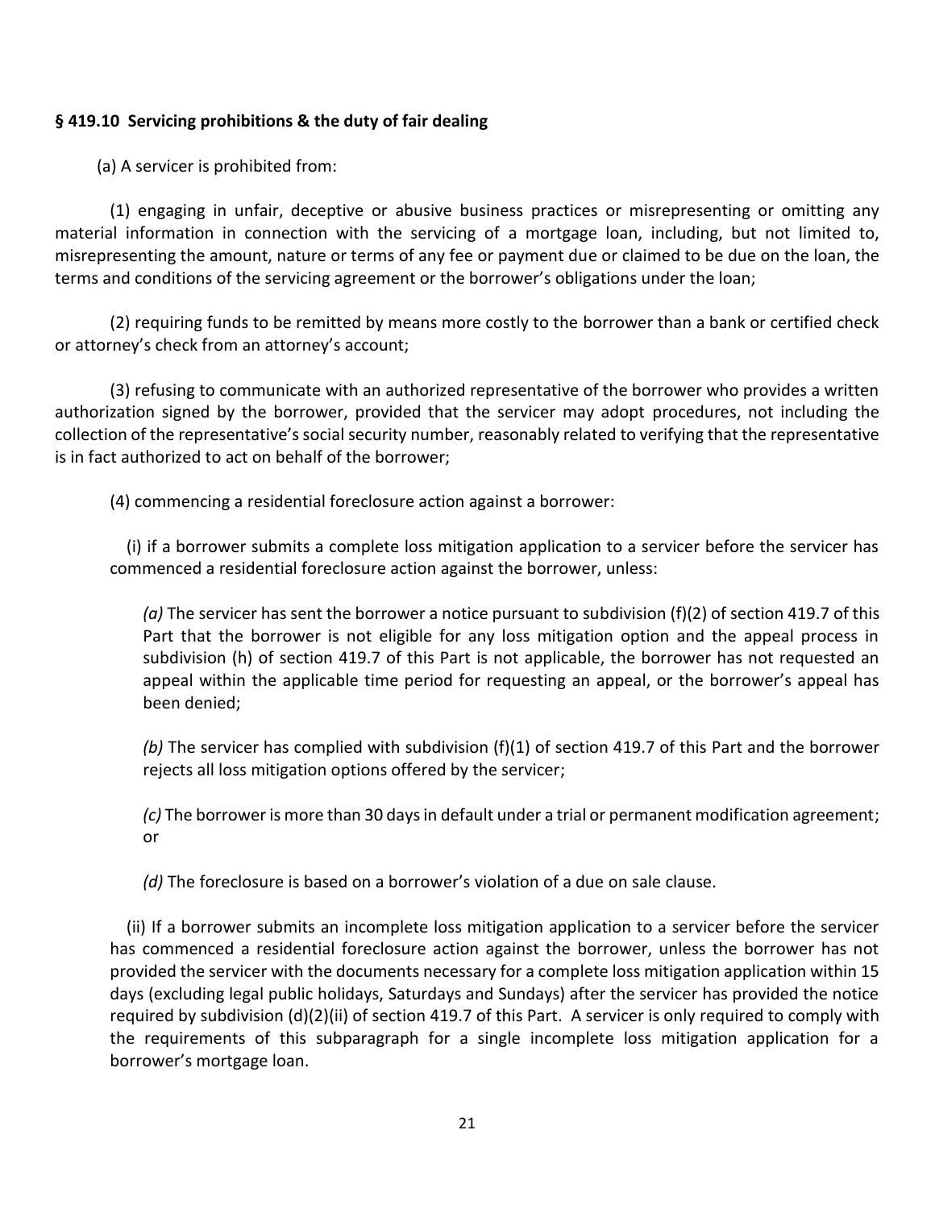**§ 419.10 Servicing prohibitions & the duty of fair dealing**

(a) A servicer is prohibited from:

(1) engaging in unfair, deceptive or abusive business practices or misrepresenting or omitting any material information in connection with the servicing of a mortgage loan, including, but not limited to, misrepresenting the amount, nature or terms of any fee or payment due or claimed to be due on the loan, the terms and conditions of the servicing agreement or the borrower's obligations under the loan;

(2) requiring funds to be remitted by means more costly to the borrower than a bank or certified check or attorney's check from an attorney's account;

(3) refusing to communicate with an authorized representative of the borrower who provides a written authorization signed by the borrower, provided that the servicer may adopt procedures, not including the collection of the representative's social security number, reasonably related to verifying that the representative is in fact authorized to act on behalf of the borrower;

(4) commencing a residential foreclosure action against a borrower:

(i) if a borrower submits a complete loss mitigation application to a servicer before the servicer has commenced a residential foreclosure action against the borrower, unless:

*(a)* The servicer has sent the borrower a notice pursuant to subdivision (f)(2) of section 419.7 of this Part that the borrower is not eligible for any loss mitigation option and the appeal process in subdivision (h) of section 419.7 of this Part is not applicable, the borrower has not requested an appeal within the applicable time period for requesting an appeal, or the borrower's appeal has been denied;

*(b)* The servicer has complied with subdivision (f)(1) of section 419.7 of this Part and the borrower rejects all loss mitigation options offered by the servicer;

*(c)* The borrower is more than 30 days in default under a trial or permanent modification agreement; or

*(d)* The foreclosure is based on a borrower's violation of a due on sale clause.

(ii) If a borrower submits an incomplete loss mitigation application to a servicer before the servicer has commenced a residential foreclosure action against the borrower, unless the borrower has not provided the servicer with the documents necessary for a complete loss mitigation application within 15 days (excluding legal public holidays, Saturdays and Sundays) after the servicer has provided the notice required by subdivision (d)(2)(ii) of section 419.7 of this Part. A servicer is only required to comply with the requirements of this subparagraph for a single incomplete loss mitigation application for a borrower's mortgage loan.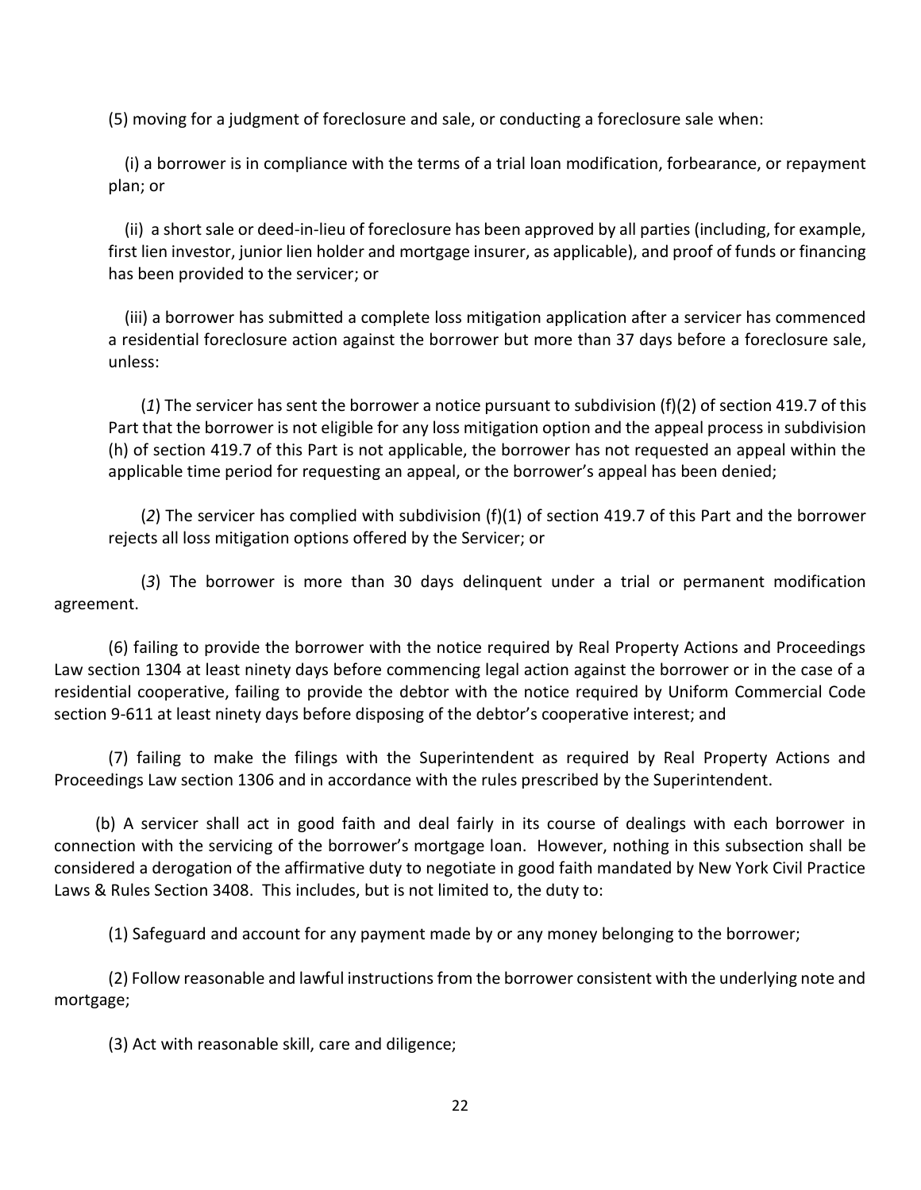(5) moving for a judgment of foreclosure and sale, or conducting a foreclosure sale when:

(i) a borrower is in compliance with the terms of a trial loan modification, forbearance, or repayment plan; or

(ii) a short sale or deed-in-lieu of foreclosure has been approved by all parties (including, for example, first lien investor, junior lien holder and mortgage insurer, as applicable), and proof of funds or financing has been provided to the servicer; or

(iii) a borrower has submitted a complete loss mitigation application after a servicer has commenced a residential foreclosure action against the borrower but more than 37 days before a foreclosure sale, unless:

(*1*) The servicer has sent the borrower a notice pursuant to subdivision (f)(2) of section 419.7 of this Part that the borrower is not eligible for any loss mitigation option and the appeal process in subdivision (h) of section 419.7 of this Part is not applicable, the borrower has not requested an appeal within the applicable time period for requesting an appeal, or the borrower's appeal has been denied;

(*2*) The servicer has complied with subdivision (f)(1) of section 419.7 of this Part and the borrower rejects all loss mitigation options offered by the Servicer; or

(*3*) The borrower is more than 30 days delinquent under a trial or permanent modification agreement.

(6) failing to provide the borrower with the notice required by Real Property Actions and Proceedings Law section 1304 at least ninety days before commencing legal action against the borrower or in the case of a residential cooperative, failing to provide the debtor with the notice required by Uniform Commercial Code section 9-611 at least ninety days before disposing of the debtor's cooperative interest; and

(7) failing to make the filings with the Superintendent as required by Real Property Actions and Proceedings Law section 1306 and in accordance with the rules prescribed by the Superintendent.

(b) A servicer shall act in good faith and deal fairly in its course of dealings with each borrower in connection with the servicing of the borrower's mortgage loan. However, nothing in this subsection shall be considered a derogation of the affirmative duty to negotiate in good faith mandated by New York Civil Practice Laws & Rules Section 3408. This includes, but is not limited to, the duty to:

(1) Safeguard and account for any payment made by or any money belonging to the borrower;

(2) Follow reasonable and lawful instructions from the borrower consistent with the underlying note and mortgage;

(3) Act with reasonable skill, care and diligence;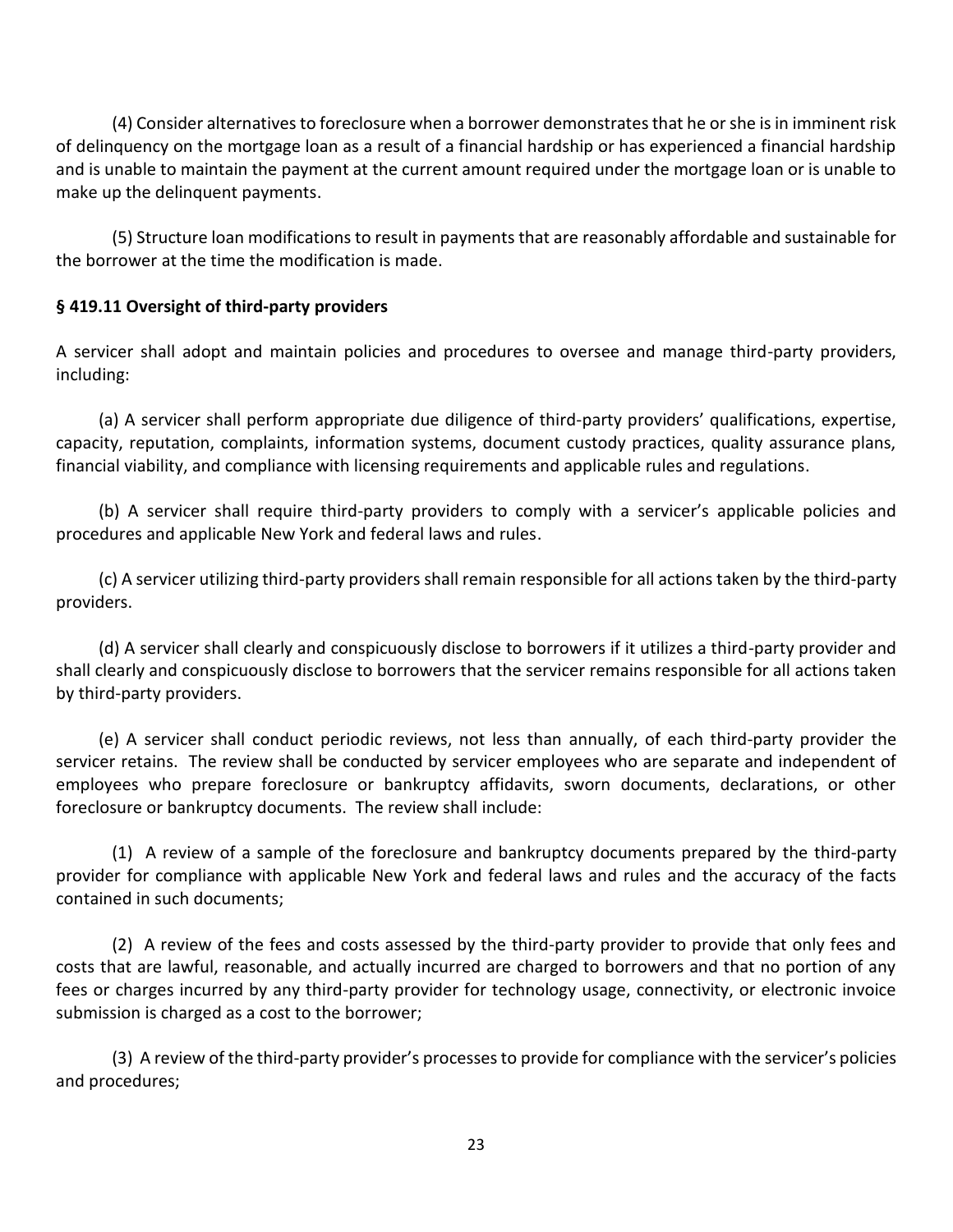(4) Consider alternatives to foreclosure when a borrower demonstrates that he or she is in imminent risk of delinquency on the mortgage loan as a result of a financial hardship or has experienced a financial hardship and is unable to maintain the payment at the current amount required under the mortgage loan or is unable to make up the delinquent payments.

(5) Structure loan modifications to result in payments that are reasonably affordable and sustainable for the borrower at the time the modification is made.

**§ 419.11 Oversight of third-party providers**

A servicer shall adopt and maintain policies and procedures to oversee and manage third-party providers, including:

(a) A servicer shall perform appropriate due diligence of third-party providers' qualifications, expertise, capacity, reputation, complaints, information systems, document custody practices, quality assurance plans, financial viability, and compliance with licensing requirements and applicable rules and regulations.

(b) A servicer shall require third-party providers to comply with a servicer's applicable policies and procedures and applicable New York and federal laws and rules.

(c) A servicer utilizing third-party providers shall remain responsible for all actions taken by the third-party providers.

(d) A servicer shall clearly and conspicuously disclose to borrowers if it utilizes a third-party provider and shall clearly and conspicuously disclose to borrowers that the servicer remains responsible for all actions taken by third-party providers.

(e) A servicer shall conduct periodic reviews, not less than annually, of each third-party provider the servicer retains. The review shall be conducted by servicer employees who are separate and independent of employees who prepare foreclosure or bankruptcy affidavits, sworn documents, declarations, or other foreclosure or bankruptcy documents. The review shall include:

(1) A review of a sample of the foreclosure and bankruptcy documents prepared by the third-party provider for compliance with applicable New York and federal laws and rules and the accuracy of the facts contained in such documents;

(2) A review of the fees and costs assessed by the third-party provider to provide that only fees and costs that are lawful, reasonable, and actually incurred are charged to borrowers and that no portion of any fees or charges incurred by any third-party provider for technology usage, connectivity, or electronic invoice submission is charged as a cost to the borrower;

(3) A review of the third-party provider's processes to provide for compliance with the servicer's policies and procedures;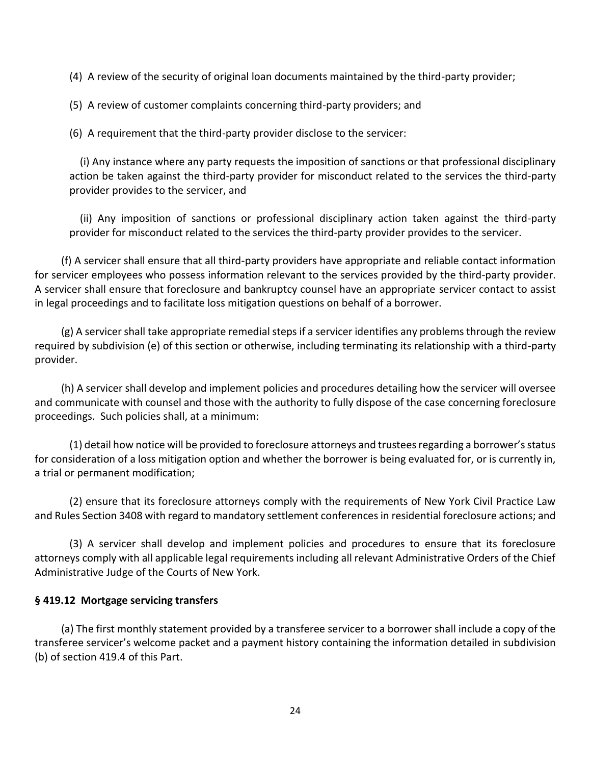(4) A review of the security of original loan documents maintained by the third-party provider;

(5) A review of customer complaints concerning third-party providers; and

(6) A requirement that the third-party provider disclose to the servicer:

(i) Any instance where any party requests the imposition of sanctions or that professional disciplinary action be taken against the third-party provider for misconduct related to the services the third-party provider provides to the servicer, and

(ii) Any imposition of sanctions or professional disciplinary action taken against the third-party provider for misconduct related to the services the third-party provider provides to the servicer.

(f) A servicer shall ensure that all third-party providers have appropriate and reliable contact information for servicer employees who possess information relevant to the services provided by the third-party provider. A servicer shall ensure that foreclosure and bankruptcy counsel have an appropriate servicer contact to assist in legal proceedings and to facilitate loss mitigation questions on behalf of a borrower.

(g) A servicer shall take appropriate remedial steps if a servicer identifies any problems through the review required by subdivision (e) of this section or otherwise, including terminating its relationship with a third-party provider.

(h) A servicer shall develop and implement policies and procedures detailing how the servicer will oversee and communicate with counsel and those with the authority to fully dispose of the case concerning foreclosure proceedings. Such policies shall, at a minimum:

(1) detail how notice will be provided to foreclosure attorneys and trustees regarding a borrower's status for consideration of a loss mitigation option and whether the borrower is being evaluated for, or is currently in, a trial or permanent modification;

(2) ensure that its foreclosure attorneys comply with the requirements of New York Civil Practice Law and Rules Section 3408 with regard to mandatory settlement conferences in residential foreclosure actions; and

(3) A servicer shall develop and implement policies and procedures to ensure that its foreclosure attorneys comply with all applicable legal requirements including all relevant Administrative Orders of the Chief Administrative Judge of the Courts of New York.

### § 419.12 Mortgage servicing transfers

(a) The first monthly statement provided by a transferee servicer to a borrower shall include a copy of the transferee servicer's welcome packet and a payment history containing the information detailed in subdivision (b) of section 419.4 of this Part.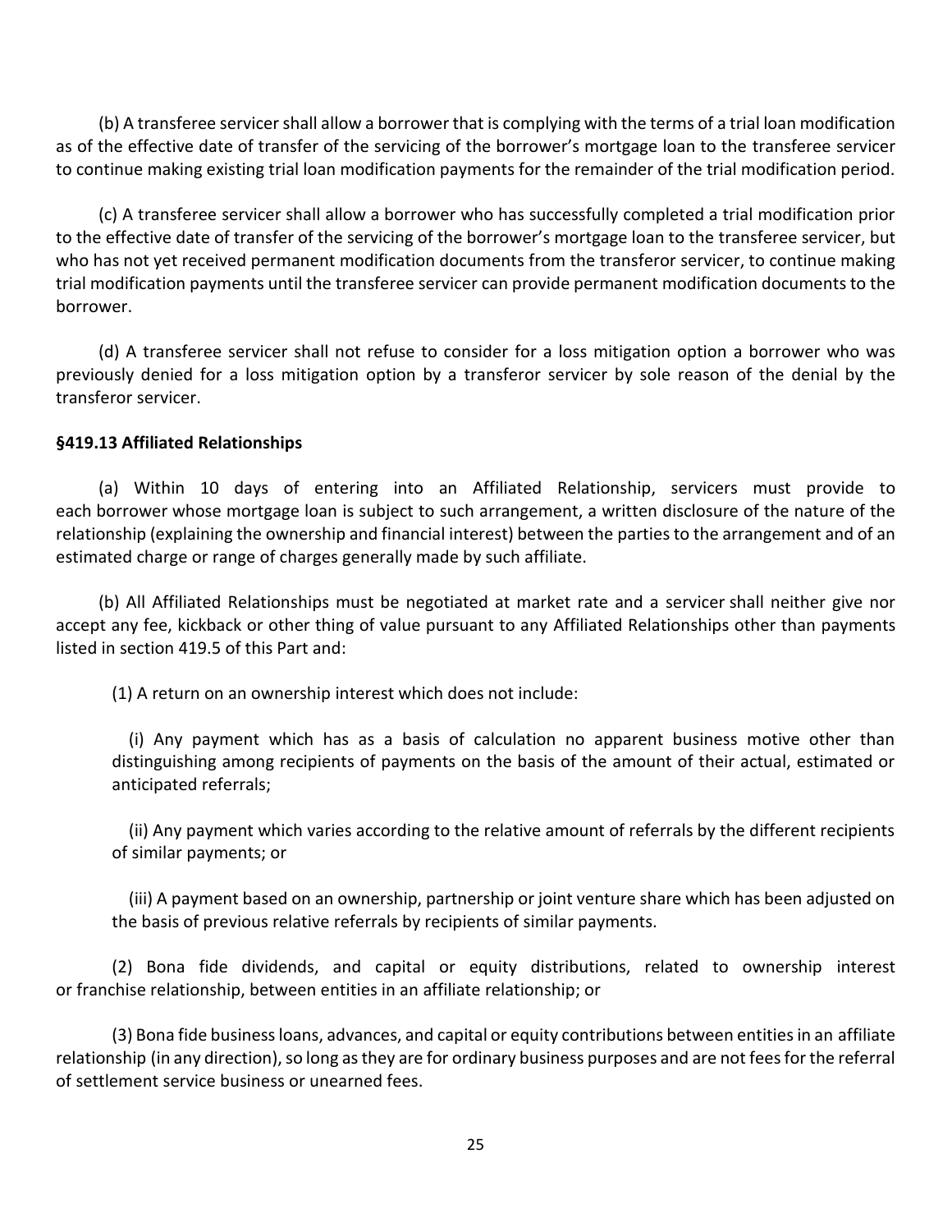(b) A transferee servicer shall allow a borrower that is complying with the terms of a trial loan modification as of the effective date of transfer of the servicing of the borrower's mortgage loan to the transferee servicer to continue making existing trial loan modification payments for the remainder of the trial modification period.

(c) A transferee servicer shall allow a borrower who has successfully completed a trial modification prior to the effective date of transfer of the servicing of the borrower's mortgage loan to the transferee servicer, but who has not yet received permanent modification documents from the transferor servicer, to continue making trial modification payments until the transferee servicer can provide permanent modification documents to the borrower.

(d) A transferee servicer shall not refuse to consider for a loss mitigation option a borrower who was previously denied for a loss mitigation option by a transferor servicer by sole reason of the denial by the transferor servicer.

**§419.13 Affiliated Relationships**

(a) Within 10 days of entering into an Affiliated Relationship, servicers must provide to each borrower whose mortgage loan is subject to such arrangement, a written disclosure of the nature of the relationship (explaining the ownership and financial interest) between the parties to the arrangement and of an estimated charge or range of charges generally made by such affiliate.

(b) All Affiliated Relationships must be negotiated at market rate and a servicer shall neither give nor accept any fee, kickback or other thing of value pursuant to any Affiliated Relationships other than payments listed in section 419.5 of this Part and:

(1) A return on an ownership interest which does not include:

(i) Any payment which has as a basis of calculation no apparent business motive other than distinguishing among recipients of payments on the basis of the amount of their actual, estimated or anticipated referrals;

(ii) Any payment which varies according to the relative amount of referrals by the different recipients of similar payments; or

(iii) A payment based on an ownership, partnership or joint venture share which has been adjusted on the basis of previous relative referrals by recipients of similar payments.

(2) Bona fide dividends, and capital or equity distributions, related to ownership interest or franchise relationship, between entities in an affiliate relationship; or

(3) Bona fide business loans, advances, and capital or equity contributions between entities in an affiliate relationship (in any direction), so long as they are for ordinary business purposes and are not fees for the referral of settlement service business or unearned fees.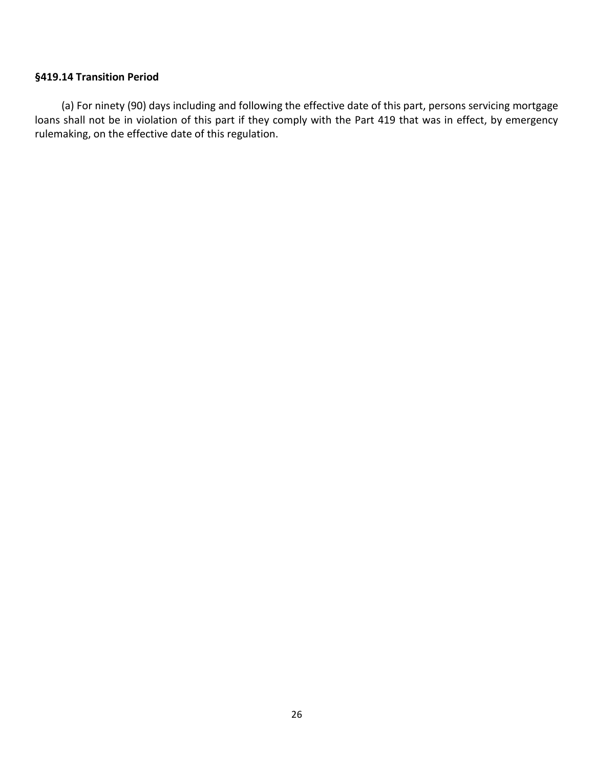**§419.14 Transition Period**

(a) For ninety (90) days including and following the effective date of this part, persons servicing mortgage loans shall not be in violation of this part if they comply with the Part 419 that was in effect, by emergency rulemaking, on the effective date of this regulation.